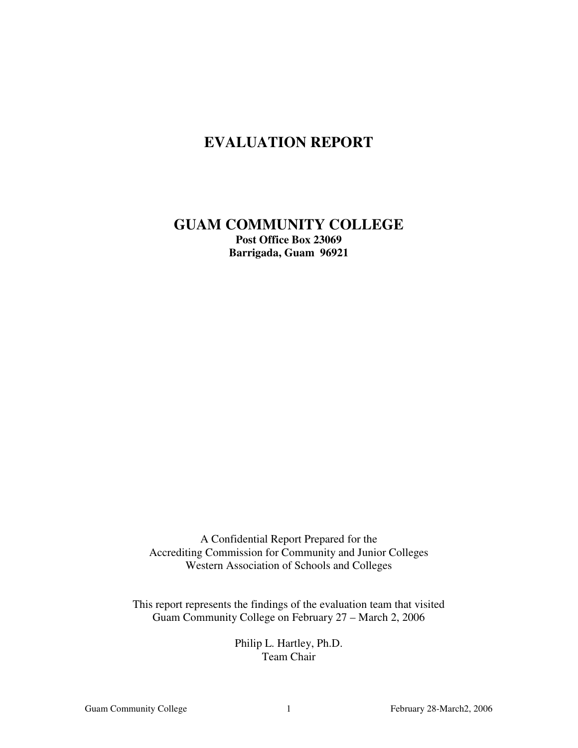# EVALUATION REPORT

## GUAM COMMUNITY COLLEGE

**Post Office Box 23069**
**Barrigada, Guam 96921**

A Confidential Report Prepared for the
Accrediting Commission for Community and Junior Colleges
Western Association of Schools and Colleges

This report represents the findings of the evaluation team that visited
Guam Community College on February 27 – March 2, 2006

Philip L. Hartley, Ph.D.
Team Chair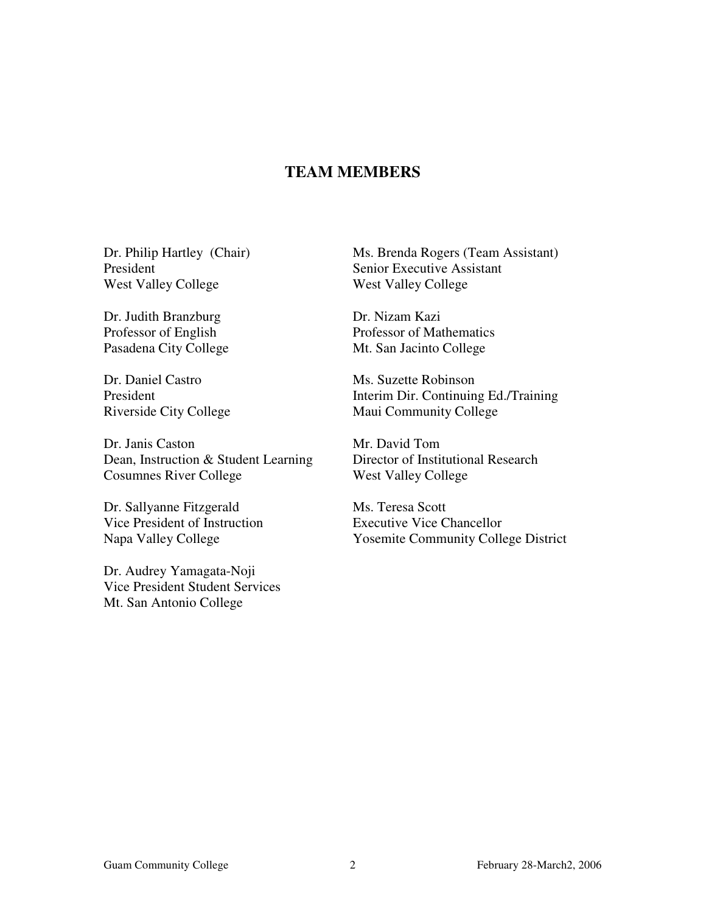## TEAM MEMBERS

Dr. Philip Hartley (Chair)
President
West Valley College

Dr. Judith Branzburg
Professor of English
Pasadena City College

Dr. Daniel Castro
President
Riverside City College

Dr. Janis Caston
Dean, Instruction & Student Learning
Cosumnes River College

Dr. Sallyanne Fitzgerald
Vice President of Instruction
Napa Valley College

Dr. Audrey Yamagata-Noji
Vice President Student Services
Mt. San Antonio College

Ms. Brenda Rogers (Team Assistant)
Senior Executive Assistant
West Valley College

Dr. Nizam Kazi
Professor of Mathematics
Mt. San Jacinto College

Ms. Suzette Robinson
Interim Dir. Continuing Ed./Training
Maui Community College

Mr. David Tom
Director of Institutional Research
West Valley College

Ms. Teresa Scott
Executive Vice Chancellor
Yosemite Community College District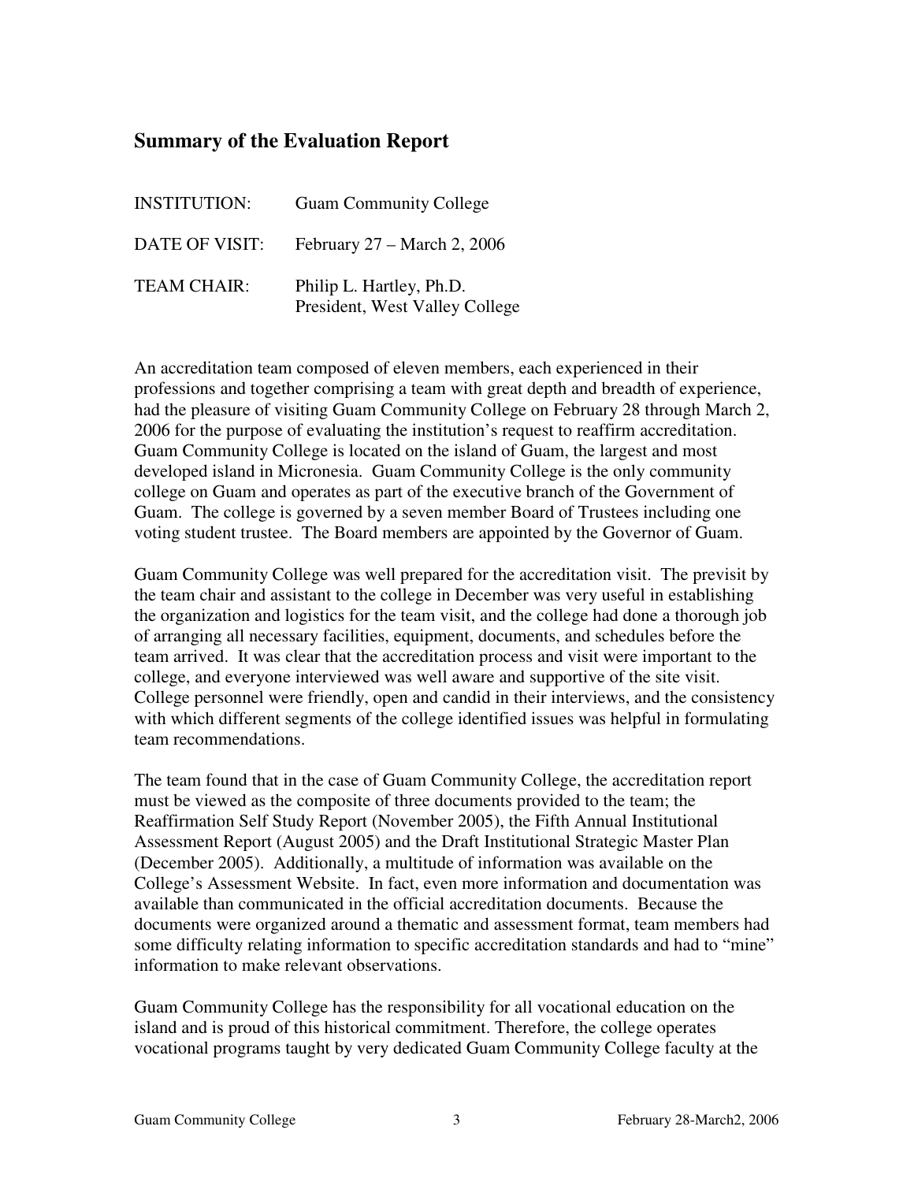## Summary of the Evaluation Report

| | |
|---|---|
| INSTITUTION: | Guam Community College |
| DATE OF VISIT: | February 27 – March 2, 2006 |
| TEAM CHAIR: | Philip L. Hartley, Ph.D.<br>President, West Valley College |

An accreditation team composed of eleven members, each experienced in their professions and together comprising a team with great depth and breadth of experience, had the pleasure of visiting Guam Community College on February 28 through March 2, 2006 for the purpose of evaluating the institution's request to reaffirm accreditation. Guam Community College is located on the island of Guam, the largest and most developed island in Micronesia. Guam Community College is the only community college on Guam and operates as part of the executive branch of the Government of Guam. The college is governed by a seven member Board of Trustees including one voting student trustee. The Board members are appointed by the Governor of Guam.

Guam Community College was well prepared for the accreditation visit. The previsit by the team chair and assistant to the college in December was very useful in establishing the organization and logistics for the team visit, and the college had done a thorough job of arranging all necessary facilities, equipment, documents, and schedules before the team arrived. It was clear that the accreditation process and visit were important to the college, and everyone interviewed was well aware and supportive of the site visit. College personnel were friendly, open and candid in their interviews, and the consistency with which different segments of the college identified issues was helpful in formulating team recommendations.

The team found that in the case of Guam Community College, the accreditation report must be viewed as the composite of three documents provided to the team; the Reaffirmation Self Study Report (November 2005), the Fifth Annual Institutional Assessment Report (August 2005) and the Draft Institutional Strategic Master Plan (December 2005). Additionally, a multitude of information was available on the College's Assessment Website. In fact, even more information and documentation was available than communicated in the official accreditation documents. Because the documents were organized around a thematic and assessment format, team members had some difficulty relating information to specific accreditation standards and had to "mine" information to make relevant observations.

Guam Community College has the responsibility for all vocational education on the island and is proud of this historical commitment. Therefore, the college operates vocational programs taught by very dedicated Guam Community College faculty at the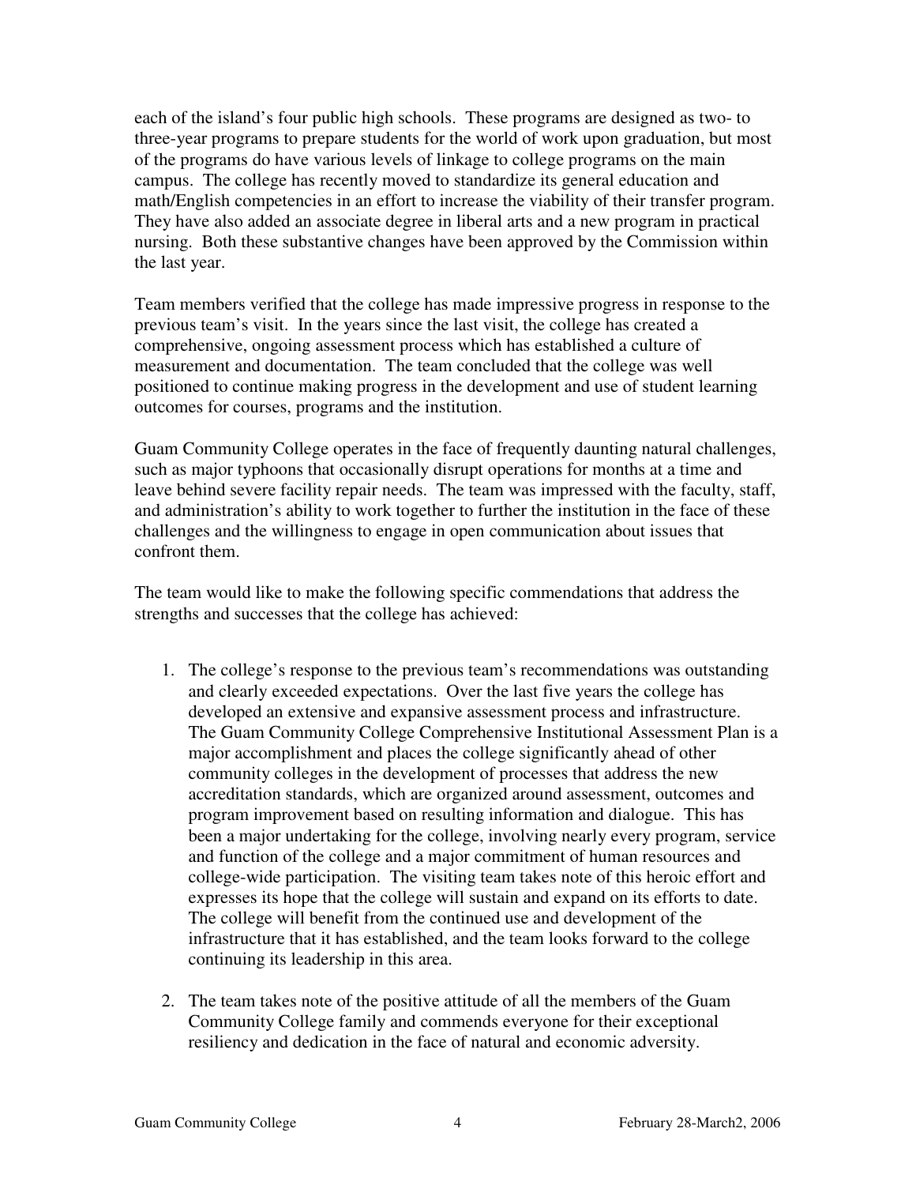each of the island's four public high schools. These programs are designed as two- to three-year programs to prepare students for the world of work upon graduation, but most of the programs do have various levels of linkage to college programs on the main campus. The college has recently moved to standardize its general education and math/English competencies in an effort to increase the viability of their transfer program. They have also added an associate degree in liberal arts and a new program in practical nursing. Both these substantive changes have been approved by the Commission within the last year.

Team members verified that the college has made impressive progress in response to the previous team's visit. In the years since the last visit, the college has created a comprehensive, ongoing assessment process which has established a culture of measurement and documentation. The team concluded that the college was well positioned to continue making progress in the development and use of student learning outcomes for courses, programs and the institution.

Guam Community College operates in the face of frequently daunting natural challenges, such as major typhoons that occasionally disrupt operations for months at a time and leave behind severe facility repair needs. The team was impressed with the faculty, staff, and administration's ability to work together to further the institution in the face of these challenges and the willingness to engage in open communication about issues that confront them.

The team would like to make the following specific commendations that address the strengths and successes that the college has achieved:

1. The college's response to the previous team's recommendations was outstanding and clearly exceeded expectations. Over the last five years the college has developed an extensive and expansive assessment process and infrastructure. The Guam Community College Comprehensive Institutional Assessment Plan is a major accomplishment and places the college significantly ahead of other community colleges in the development of processes that address the new accreditation standards, which are organized around assessment, outcomes and program improvement based on resulting information and dialogue. This has been a major undertaking for the college, involving nearly every program, service and function of the college and a major commitment of human resources and college-wide participation. The visiting team takes note of this heroic effort and expresses its hope that the college will sustain and expand on its efforts to date. The college will benefit from the continued use and development of the infrastructure that it has established, and the team looks forward to the college continuing its leadership in this area.

2. The team takes note of the positive attitude of all the members of the Guam Community College family and commends everyone for their exceptional resiliency and dedication in the face of natural and economic adversity.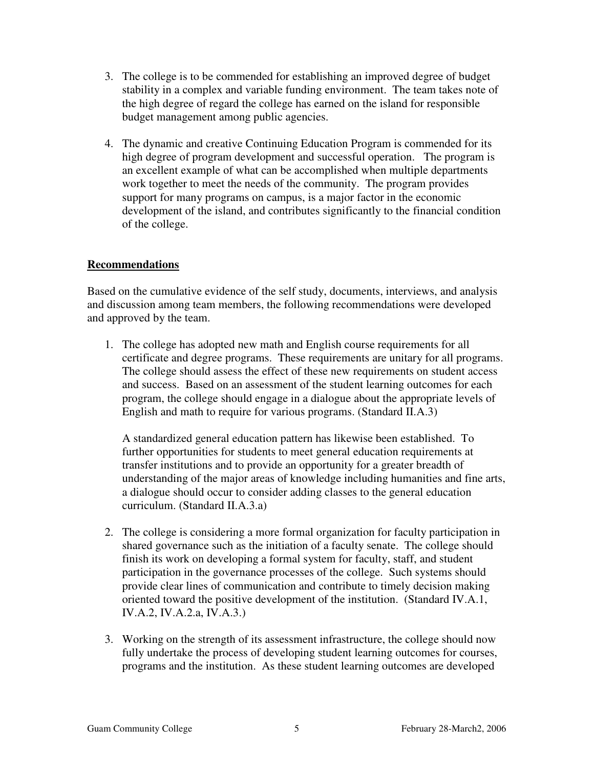3. The college is to be commended for establishing an improved degree of budget stability in a complex and variable funding environment. The team takes note of the high degree of regard the college has earned on the island for responsible budget management among public agencies.

4. The dynamic and creative Continuing Education Program is commended for its high degree of program development and successful operation. The program is an excellent example of what can be accomplished when multiple departments work together to meet the needs of the community. The program provides support for many programs on campus, is a major factor in the economic development of the island, and contributes significantly to the financial condition of the college.

## Recommendations

Based on the cumulative evidence of the self study, documents, interviews, and analysis and discussion among team members, the following recommendations were developed and approved by the team.

1. The college has adopted new math and English course requirements for all certificate and degree programs. These requirements are unitary for all programs. The college should assess the effect of these new requirements on student access and success. Based on an assessment of the student learning outcomes for each program, the college should engage in a dialogue about the appropriate levels of English and math to require for various programs. (Standard II.A.3)

   A standardized general education pattern has likewise been established. To further opportunities for students to meet general education requirements at transfer institutions and to provide an opportunity for a greater breadth of understanding of the major areas of knowledge including humanities and fine arts, a dialogue should occur to consider adding classes to the general education curriculum. (Standard II.A.3.a)

2. The college is considering a more formal organization for faculty participation in shared governance such as the initiation of a faculty senate. The college should finish its work on developing a formal system for faculty, staff, and student participation in the governance processes of the college. Such systems should provide clear lines of communication and contribute to timely decision making oriented toward the positive development of the institution. (Standard IV.A.1, IV.A.2, IV.A.2.a, IV.A.3.)

3. Working on the strength of its assessment infrastructure, the college should now fully undertake the process of developing student learning outcomes for courses, programs and the institution. As these student learning outcomes are developed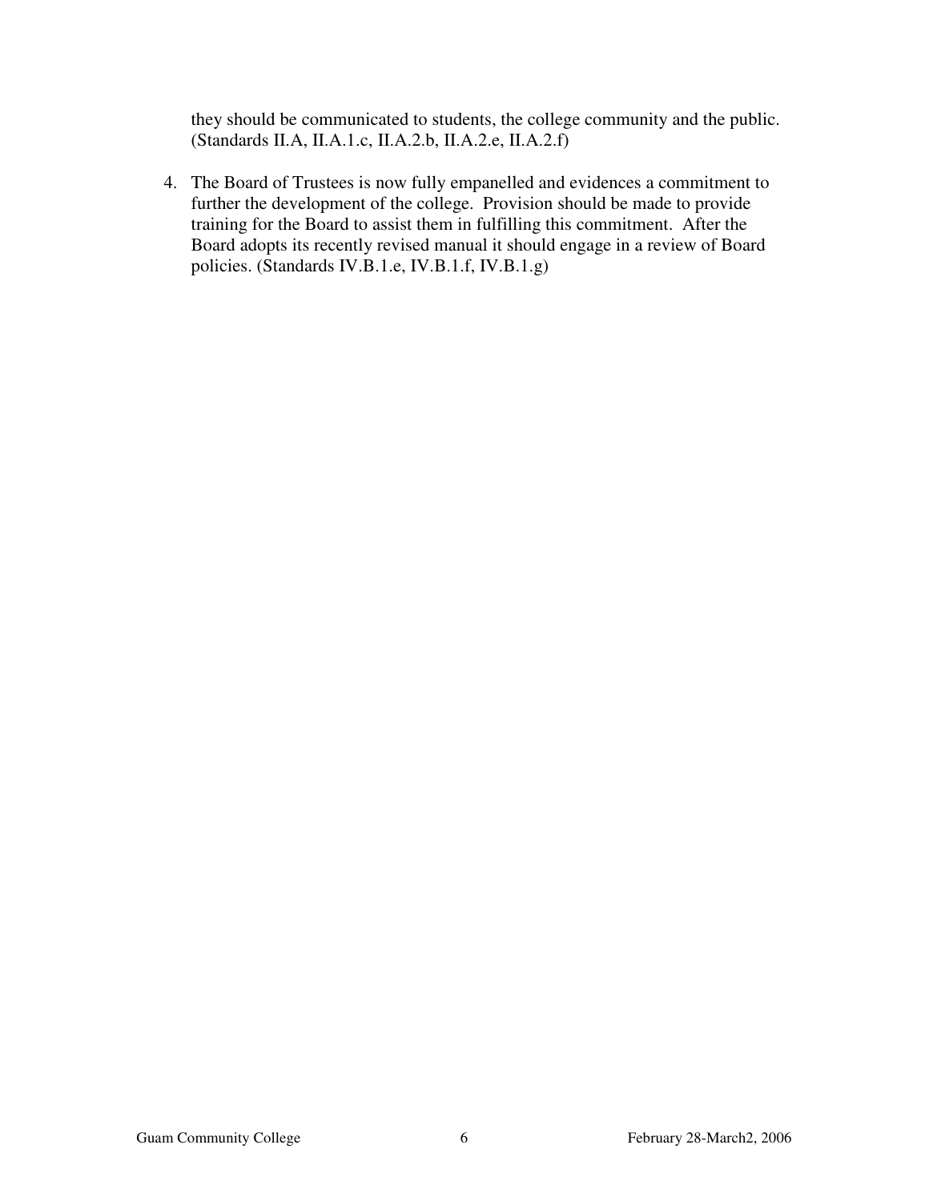they should be communicated to students, the college community and the public. (Standards II.A, II.A.1.c, II.A.2.b, II.A.2.e, II.A.2.f)

4. The Board of Trustees is now fully empanelled and evidences a commitment to further the development of the college. Provision should be made to provide training for the Board to assist them in fulfilling this commitment. After the Board adopts its recently revised manual it should engage in a review of Board policies. (Standards IV.B.1.e, IV.B.1.f, IV.B.1.g)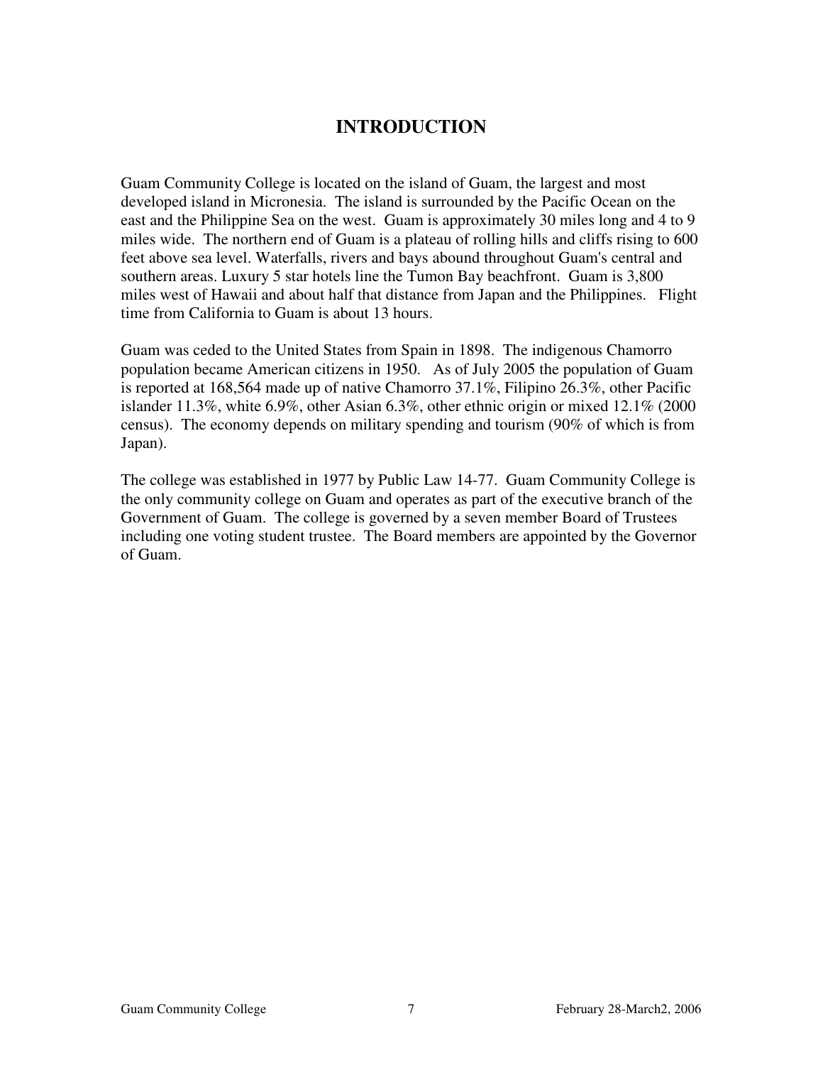# INTRODUCTION

Guam Community College is located on the island of Guam, the largest and most developed island in Micronesia. The island is surrounded by the Pacific Ocean on the east and the Philippine Sea on the west. Guam is approximately 30 miles long and 4 to 9 miles wide. The northern end of Guam is a plateau of rolling hills and cliffs rising to 600 feet above sea level. Waterfalls, rivers and bays abound throughout Guam's central and southern areas. Luxury 5 star hotels line the Tumon Bay beachfront. Guam is 3,800 miles west of Hawaii and about half that distance from Japan and the Philippines. Flight time from California to Guam is about 13 hours.

Guam was ceded to the United States from Spain in 1898. The indigenous Chamorro population became American citizens in 1950. As of July 2005 the population of Guam is reported at 168,564 made up of native Chamorro 37.1%, Filipino 26.3%, other Pacific islander 11.3%, white 6.9%, other Asian 6.3%, other ethnic origin or mixed 12.1% (2000 census). The economy depends on military spending and tourism (90% of which is from Japan).

The college was established in 1977 by Public Law 14-77. Guam Community College is the only community college on Guam and operates as part of the executive branch of the Government of Guam. The college is governed by a seven member Board of Trustees including one voting student trustee. The Board members are appointed by the Governor of Guam.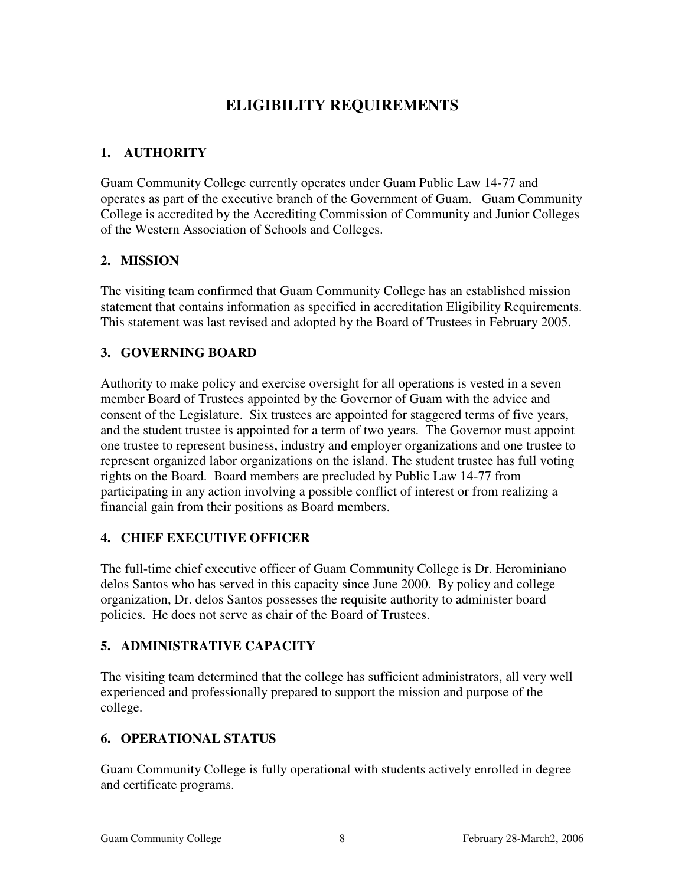# ELIGIBILITY REQUIREMENTS

## 1. AUTHORITY

Guam Community College currently operates under Guam Public Law 14-77 and operates as part of the executive branch of the Government of Guam. Guam Community College is accredited by the Accrediting Commission of Community and Junior Colleges of the Western Association of Schools and Colleges.

## 2. MISSION

The visiting team confirmed that Guam Community College has an established mission statement that contains information as specified in accreditation Eligibility Requirements. This statement was last revised and adopted by the Board of Trustees in February 2005.

## 3. GOVERNING BOARD

Authority to make policy and exercise oversight for all operations is vested in a seven member Board of Trustees appointed by the Governor of Guam with the advice and consent of the Legislature. Six trustees are appointed for staggered terms of five years, and the student trustee is appointed for a term of two years. The Governor must appoint one trustee to represent business, industry and employer organizations and one trustee to represent organized labor organizations on the island. The student trustee has full voting rights on the Board. Board members are precluded by Public Law 14-77 from participating in any action involving a possible conflict of interest or from realizing a financial gain from their positions as Board members.

## 4. CHIEF EXECUTIVE OFFICER

The full-time chief executive officer of Guam Community College is Dr. Herominiano delos Santos who has served in this capacity since June 2000. By policy and college organization, Dr. delos Santos possesses the requisite authority to administer board policies. He does not serve as chair of the Board of Trustees.

## 5. ADMINISTRATIVE CAPACITY

The visiting team determined that the college has sufficient administrators, all very well experienced and professionally prepared to support the mission and purpose of the college.

## 6. OPERATIONAL STATUS

Guam Community College is fully operational with students actively enrolled in degree and certificate programs.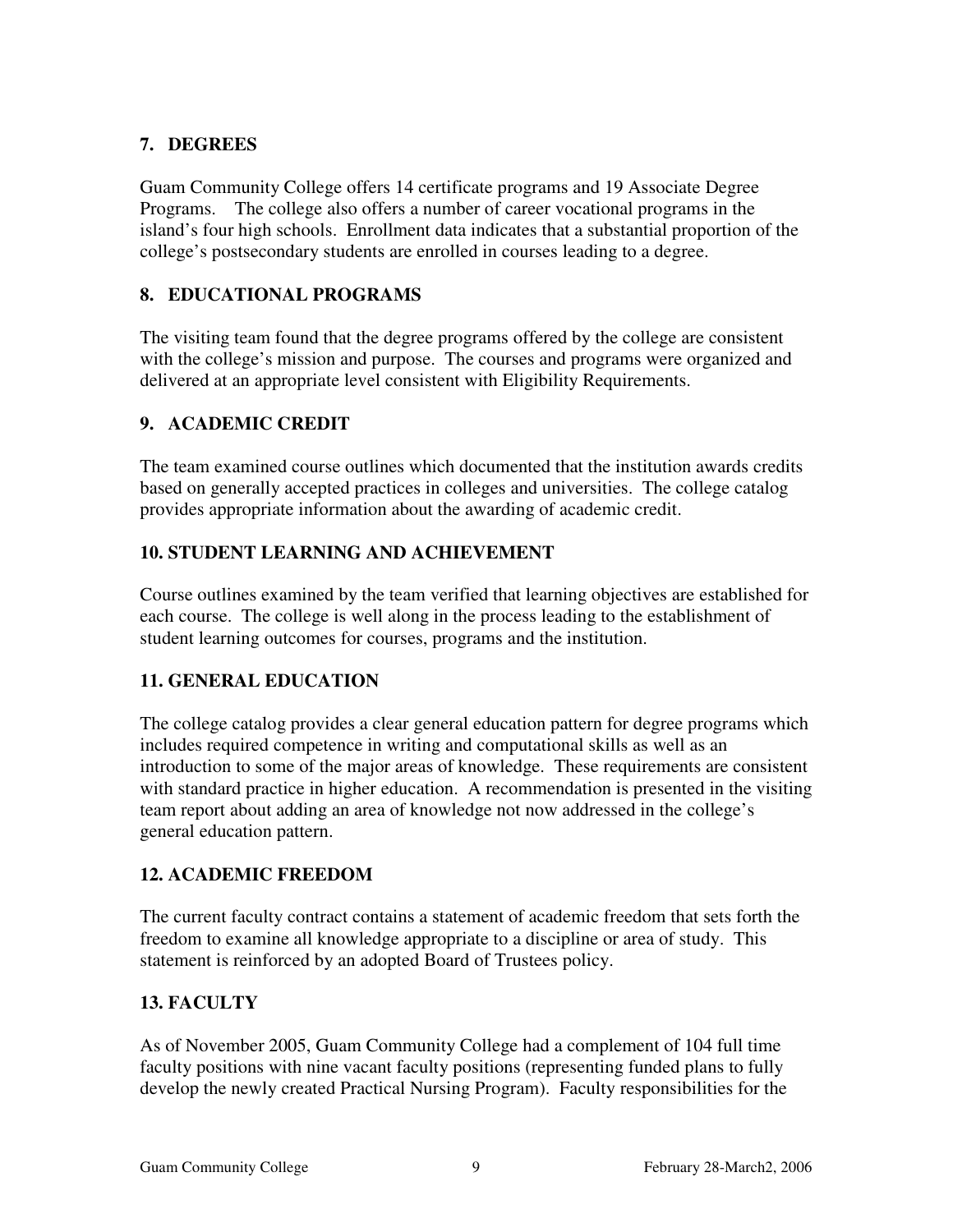### 7. DEGREES

Guam Community College offers 14 certificate programs and 19 Associate Degree Programs. The college also offers a number of career vocational programs in the island's four high schools. Enrollment data indicates that a substantial proportion of the college's postsecondary students are enrolled in courses leading to a degree.

### 8. EDUCATIONAL PROGRAMS

The visiting team found that the degree programs offered by the college are consistent with the college's mission and purpose. The courses and programs were organized and delivered at an appropriate level consistent with Eligibility Requirements.

### 9. ACADEMIC CREDIT

The team examined course outlines which documented that the institution awards credits based on generally accepted practices in colleges and universities. The college catalog provides appropriate information about the awarding of academic credit.

### 10. STUDENT LEARNING AND ACHIEVEMENT

Course outlines examined by the team verified that learning objectives are established for each course. The college is well along in the process leading to the establishment of student learning outcomes for courses, programs and the institution.

### 11. GENERAL EDUCATION

The college catalog provides a clear general education pattern for degree programs which includes required competence in writing and computational skills as well as an introduction to some of the major areas of knowledge. These requirements are consistent with standard practice in higher education. A recommendation is presented in the visiting team report about adding an area of knowledge not now addressed in the college's general education pattern.

### 12. ACADEMIC FREEDOM

The current faculty contract contains a statement of academic freedom that sets forth the freedom to examine all knowledge appropriate to a discipline or area of study. This statement is reinforced by an adopted Board of Trustees policy.

### 13. FACULTY

As of November 2005, Guam Community College had a complement of 104 full time faculty positions with nine vacant faculty positions (representing funded plans to fully develop the newly created Practical Nursing Program). Faculty responsibilities for the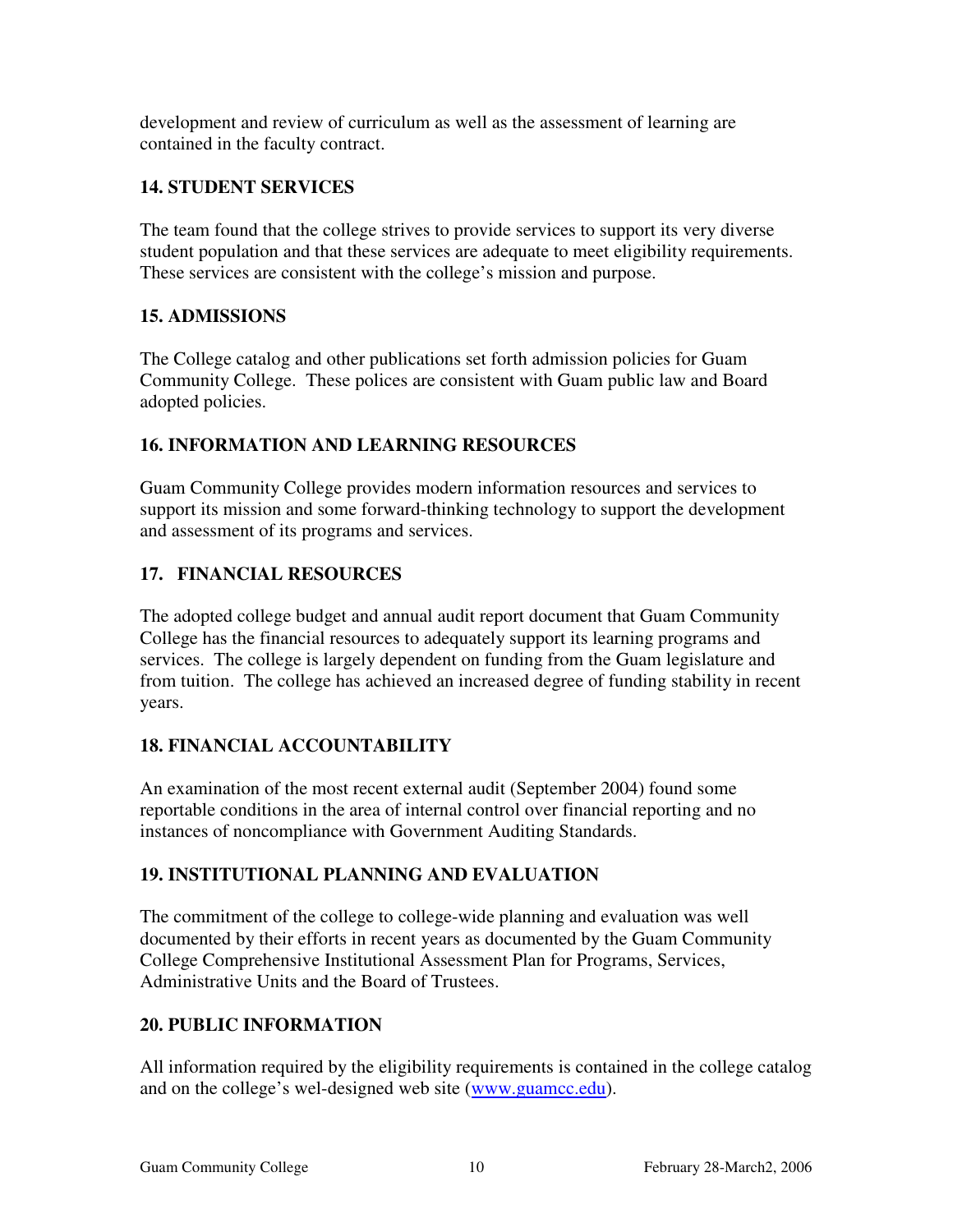development and review of curriculum as well as the assessment of learning are contained in the faculty contract.

### 14. STUDENT SERVICES

The team found that the college strives to provide services to support its very diverse student population and that these services are adequate to meet eligibility requirements. These services are consistent with the college's mission and purpose.

### 15. ADMISSIONS

The College catalog and other publications set forth admission policies for Guam Community College. These polices are consistent with Guam public law and Board adopted policies.

### 16. INFORMATION AND LEARNING RESOURCES

Guam Community College provides modern information resources and services to support its mission and some forward-thinking technology to support the development and assessment of its programs and services.

### 17. FINANCIAL RESOURCES

The adopted college budget and annual audit report document that Guam Community College has the financial resources to adequately support its learning programs and services. The college is largely dependent on funding from the Guam legislature and from tuition. The college has achieved an increased degree of funding stability in recent years.

### 18. FINANCIAL ACCOUNTABILITY

An examination of the most recent external audit (September 2004) found some reportable conditions in the area of internal control over financial reporting and no instances of noncompliance with Government Auditing Standards.

### 19. INSTITUTIONAL PLANNING AND EVALUATION

The commitment of the college to college-wide planning and evaluation was well documented by their efforts in recent years as documented by the Guam Community College Comprehensive Institutional Assessment Plan for Programs, Services, Administrative Units and the Board of Trustees.

### 20. PUBLIC INFORMATION

All information required by the eligibility requirements is contained in the college catalog and on the college's wel-designed web site (www.guamcc.edu).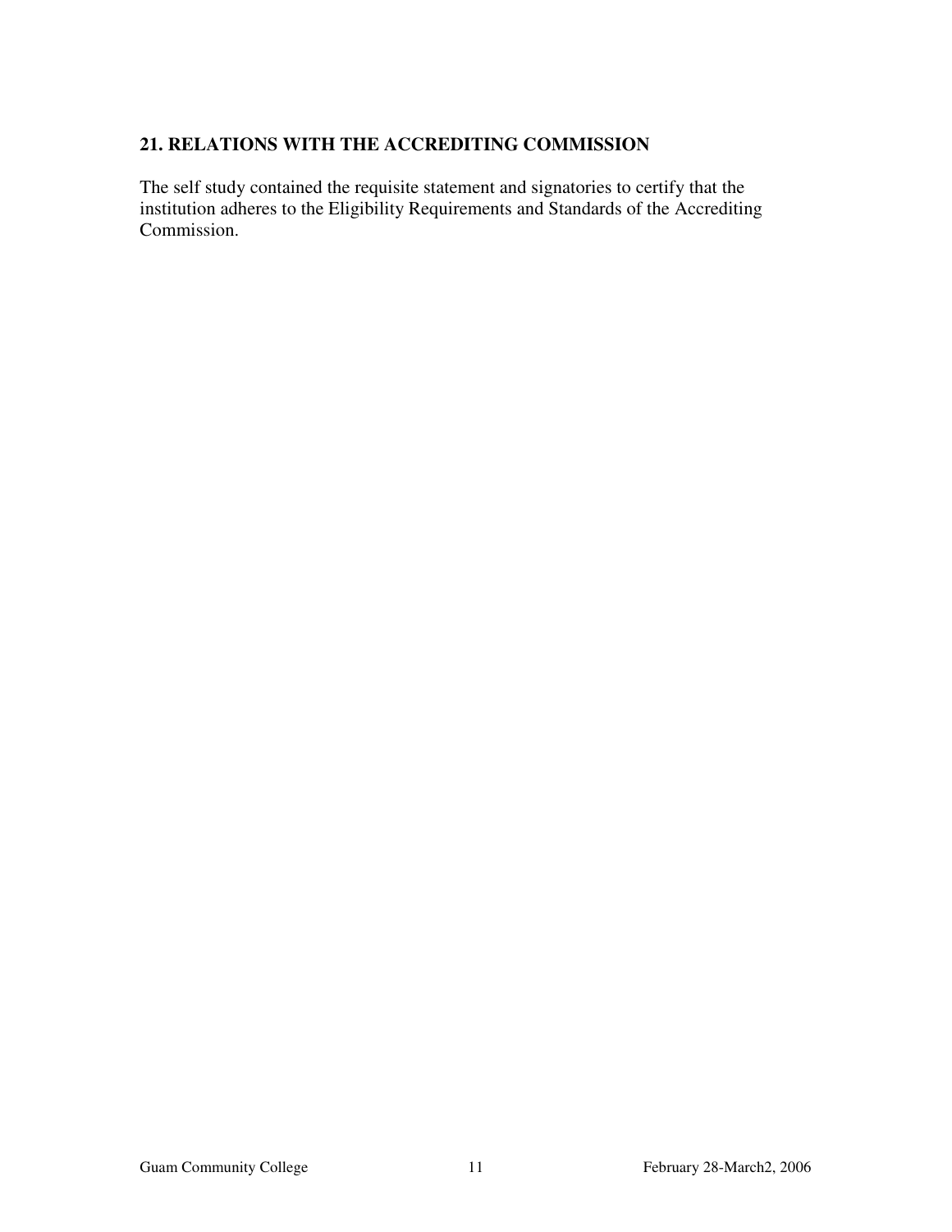## 21. RELATIONS WITH THE ACCREDITING COMMISSION

The self study contained the requisite statement and signatories to certify that the institution adheres to the Eligibility Requirements and Standards of the Accrediting Commission.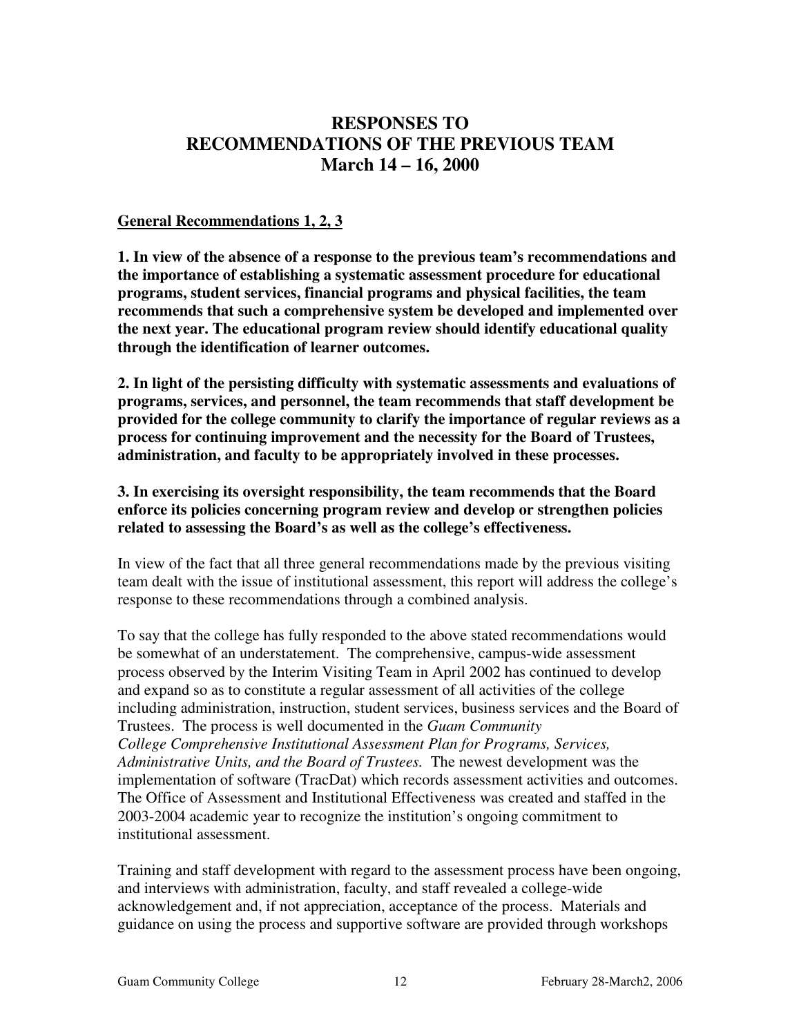# RESPONSES TO RECOMMENDATIONS OF THE PREVIOUS TEAM March 14 – 16, 2000

**General Recommendations 1, 2, 3**

**1. In view of the absence of a response to the previous team's recommendations and the importance of establishing a systematic assessment procedure for educational programs, student services, financial programs and physical facilities, the team recommends that such a comprehensive system be developed and implemented over the next year. The educational program review should identify educational quality through the identification of learner outcomes.**

**2. In light of the persisting difficulty with systematic assessments and evaluations of programs, services, and personnel, the team recommends that staff development be provided for the college community to clarify the importance of regular reviews as a process for continuing improvement and the necessity for the Board of Trustees, administration, and faculty to be appropriately involved in these processes.**

**3. In exercising its oversight responsibility, the team recommends that the Board enforce its policies concerning program review and develop or strengthen policies related to assessing the Board's as well as the college's effectiveness.**

In view of the fact that all three general recommendations made by the previous visiting team dealt with the issue of institutional assessment, this report will address the college's response to these recommendations through a combined analysis.

To say that the college has fully responded to the above stated recommendations would be somewhat of an understatement. The comprehensive, campus-wide assessment process observed by the Interim Visiting Team in April 2002 has continued to develop and expand so as to constitute a regular assessment of all activities of the college including administration, instruction, student services, business services and the Board of Trustees. The process is well documented in the *Guam Community College Comprehensive Institutional Assessment Plan for Programs, Services, Administrative Units, and the Board of Trustees.* The newest development was the implementation of software (TracDat) which records assessment activities and outcomes. The Office of Assessment and Institutional Effectiveness was created and staffed in the 2003-2004 academic year to recognize the institution's ongoing commitment to institutional assessment.

Training and staff development with regard to the assessment process have been ongoing, and interviews with administration, faculty, and staff revealed a college-wide acknowledgement and, if not appreciation, acceptance of the process. Materials and guidance on using the process and supportive software are provided through workshops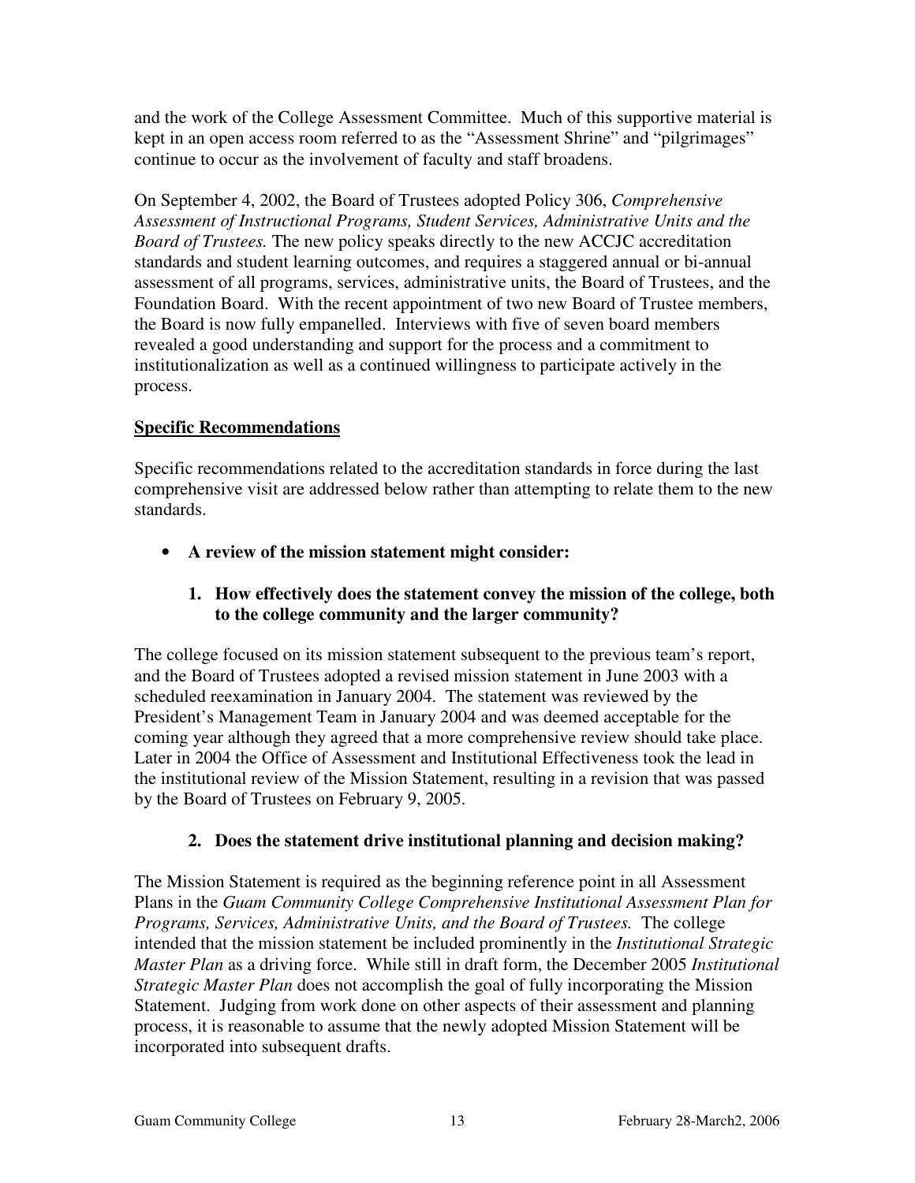and the work of the College Assessment Committee. Much of this supportive material is kept in an open access room referred to as the "Assessment Shrine" and "pilgrimages" continue to occur as the involvement of faculty and staff broadens.

On September 4, 2002, the Board of Trustees adopted Policy 306, *Comprehensive Assessment of Instructional Programs, Student Services, Administrative Units and the Board of Trustees.* The new policy speaks directly to the new ACCJC accreditation standards and student learning outcomes, and requires a staggered annual or bi-annual assessment of all programs, services, administrative units, the Board of Trustees, and the Foundation Board. With the recent appointment of two new Board of Trustee members, the Board is now fully empanelled. Interviews with five of seven board members revealed a good understanding and support for the process and a commitment to institutionalization as well as a continued willingness to participate actively in the process.

## Specific Recommendations

Specific recommendations related to the accreditation standards in force during the last comprehensive visit are addressed below rather than attempting to relate them to the new standards.

- **A review of the mission statement might consider:**

### 1. How effectively does the statement convey the mission of the college, both to the college community and the larger community?

The college focused on its mission statement subsequent to the previous team's report, and the Board of Trustees adopted a revised mission statement in June 2003 with a scheduled reexamination in January 2004. The statement was reviewed by the President's Management Team in January 2004 and was deemed acceptable for the coming year although they agreed that a more comprehensive review should take place. Later in 2004 the Office of Assessment and Institutional Effectiveness took the lead in the institutional review of the Mission Statement, resulting in a revision that was passed by the Board of Trustees on February 9, 2005.

### 2. Does the statement drive institutional planning and decision making?

The Mission Statement is required as the beginning reference point in all Assessment Plans in the *Guam Community College Comprehensive Institutional Assessment Plan for Programs, Services, Administrative Units, and the Board of Trustees.* The college intended that the mission statement be included prominently in the *Institutional Strategic Master Plan* as a driving force. While still in draft form, the December 2005 *Institutional Strategic Master Plan* does not accomplish the goal of fully incorporating the Mission Statement. Judging from work done on other aspects of their assessment and planning process, it is reasonable to assume that the newly adopted Mission Statement will be incorporated into subsequent drafts.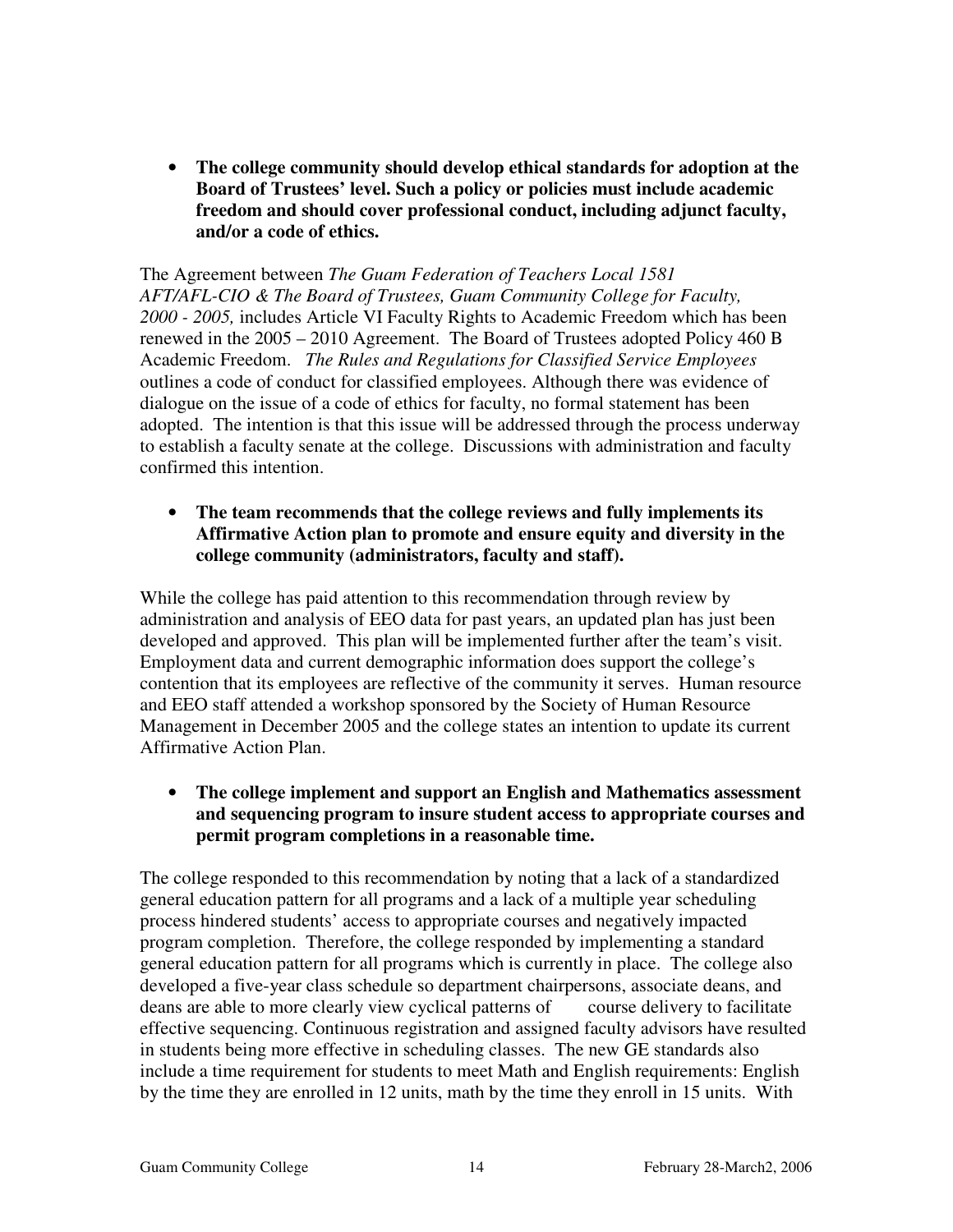- **The college community should develop ethical standards for adoption at the Board of Trustees' level. Such a policy or policies must include academic freedom and should cover professional conduct, including adjunct faculty, and/or a code of ethics.**

The Agreement between *The Guam Federation of Teachers Local 1581 AFT/AFL-CIO & The Board of Trustees, Guam Community College for Faculty, 2000 - 2005,* includes Article VI Faculty Rights to Academic Freedom which has been renewed in the 2005 – 2010 Agreement. The Board of Trustees adopted Policy 460 B Academic Freedom. *The Rules and Regulations for Classified Service Employees* outlines a code of conduct for classified employees. Although there was evidence of dialogue on the issue of a code of ethics for faculty, no formal statement has been adopted. The intention is that this issue will be addressed through the process underway to establish a faculty senate at the college. Discussions with administration and faculty confirmed this intention.

- **The team recommends that the college reviews and fully implements its Affirmative Action plan to promote and ensure equity and diversity in the college community (administrators, faculty and staff).**

While the college has paid attention to this recommendation through review by administration and analysis of EEO data for past years, an updated plan has just been developed and approved. This plan will be implemented further after the team's visit. Employment data and current demographic information does support the college's contention that its employees are reflective of the community it serves. Human resource and EEO staff attended a workshop sponsored by the Society of Human Resource Management in December 2005 and the college states an intention to update its current Affirmative Action Plan.

- **The college implement and support an English and Mathematics assessment and sequencing program to insure student access to appropriate courses and permit program completions in a reasonable time.**

The college responded to this recommendation by noting that a lack of a standardized general education pattern for all programs and a lack of a multiple year scheduling process hindered students' access to appropriate courses and negatively impacted program completion. Therefore, the college responded by implementing a standard general education pattern for all programs which is currently in place. The college also developed a five-year class schedule so department chairpersons, associate deans, and deans are able to more clearly view cyclical patterns of course delivery to facilitate effective sequencing. Continuous registration and assigned faculty advisors have resulted in students being more effective in scheduling classes. The new GE standards also include a time requirement for students to meet Math and English requirements: English by the time they are enrolled in 12 units, math by the time they enroll in 15 units. With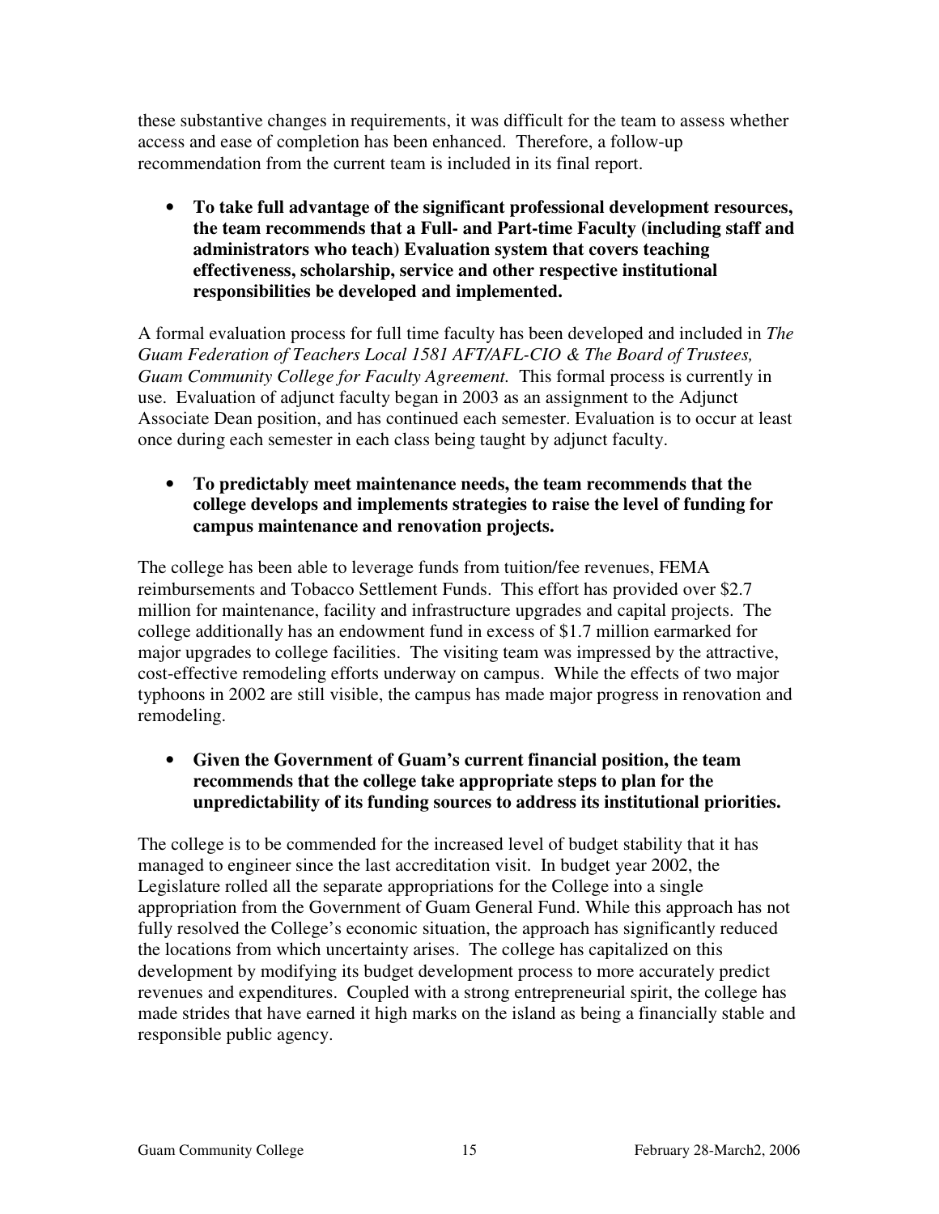these substantive changes in requirements, it was difficult for the team to assess whether access and ease of completion has been enhanced. Therefore, a follow-up recommendation from the current team is included in its final report.

- **To take full advantage of the significant professional development resources, the team recommends that a Full- and Part-time Faculty (including staff and administrators who teach) Evaluation system that covers teaching effectiveness, scholarship, service and other respective institutional responsibilities be developed and implemented.**

A formal evaluation process for full time faculty has been developed and included in *The Guam Federation of Teachers Local 1581 AFT/AFL-CIO & The Board of Trustees, Guam Community College for Faculty Agreement.* This formal process is currently in use. Evaluation of adjunct faculty began in 2003 as an assignment to the Adjunct Associate Dean position, and has continued each semester. Evaluation is to occur at least once during each semester in each class being taught by adjunct faculty.

- **To predictably meet maintenance needs, the team recommends that the college develops and implements strategies to raise the level of funding for campus maintenance and renovation projects.**

The college has been able to leverage funds from tuition/fee revenues, FEMA reimbursements and Tobacco Settlement Funds. This effort has provided over $2.7 million for maintenance, facility and infrastructure upgrades and capital projects. The college additionally has an endowment fund in excess of $1.7 million earmarked for major upgrades to college facilities. The visiting team was impressed by the attractive, cost-effective remodeling efforts underway on campus. While the effects of two major typhoons in 2002 are still visible, the campus has made major progress in renovation and remodeling.

- **Given the Government of Guam's current financial position, the team recommends that the college take appropriate steps to plan for the unpredictability of its funding sources to address its institutional priorities.**

The college is to be commended for the increased level of budget stability that it has managed to engineer since the last accreditation visit. In budget year 2002, the Legislature rolled all the separate appropriations for the College into a single appropriation from the Government of Guam General Fund. While this approach has not fully resolved the College's economic situation, the approach has significantly reduced the locations from which uncertainty arises. The college has capitalized on this development by modifying its budget development process to more accurately predict revenues and expenditures. Coupled with a strong entrepreneurial spirit, the college has made strides that have earned it high marks on the island as being a financially stable and responsible public agency.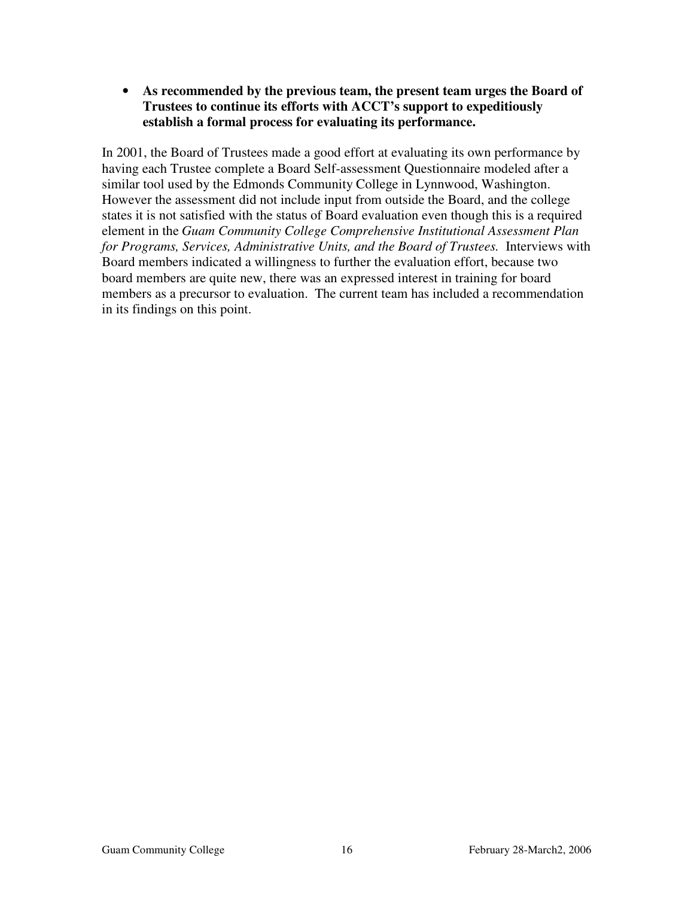- **As recommended by the previous team, the present team urges the Board of Trustees to continue its efforts with ACCT's support to expeditiously establish a formal process for evaluating its performance.**

In 2001, the Board of Trustees made a good effort at evaluating its own performance by having each Trustee complete a Board Self-assessment Questionnaire modeled after a similar tool used by the Edmonds Community College in Lynnwood, Washington. However the assessment did not include input from outside the Board, and the college states it is not satisfied with the status of Board evaluation even though this is a required element in the *Guam Community College Comprehensive Institutional Assessment Plan for Programs, Services, Administrative Units, and the Board of Trustees.* Interviews with Board members indicated a willingness to further the evaluation effort, because two board members are quite new, there was an expressed interest in training for board members as a precursor to evaluation. The current team has included a recommendation in its findings on this point.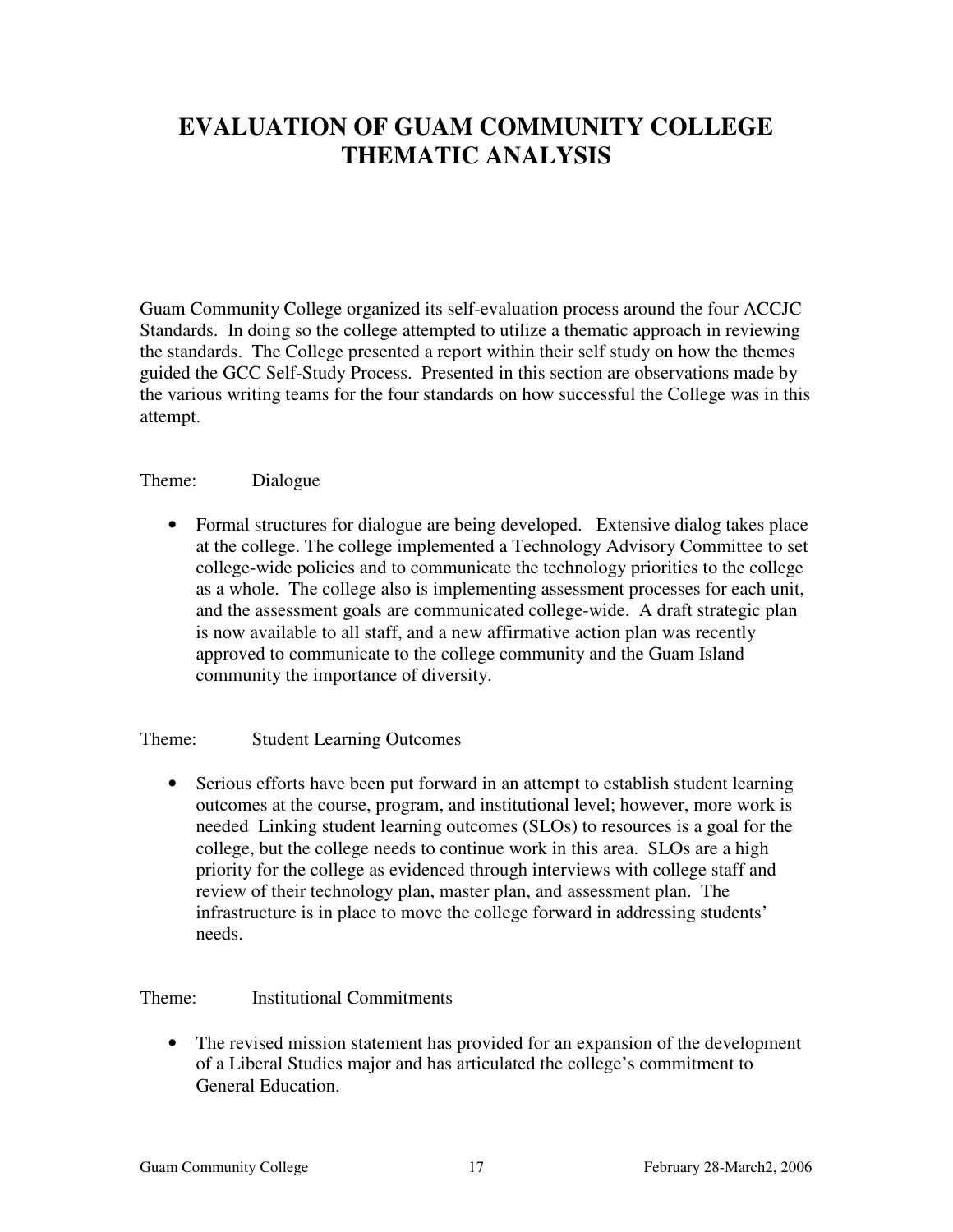# EVALUATION OF GUAM COMMUNITY COLLEGE THEMATIC ANALYSIS

Guam Community College organized its self-evaluation process around the four ACCJC Standards. In doing so the college attempted to utilize a thematic approach in reviewing the standards. The College presented a report within their self study on how the themes guided the GCC Self-Study Process. Presented in this section are observations made by the various writing teams for the four standards on how successful the College was in this attempt.

Theme: Dialogue

- Formal structures for dialogue are being developed. Extensive dialog takes place at the college. The college implemented a Technology Advisory Committee to set college-wide policies and to communicate the technology priorities to the college as a whole. The college also is implementing assessment processes for each unit, and the assessment goals are communicated college-wide. A draft strategic plan is now available to all staff, and a new affirmative action plan was recently approved to communicate to the college community and the Guam Island community the importance of diversity.

Theme: Student Learning Outcomes

- Serious efforts have been put forward in an attempt to establish student learning outcomes at the course, program, and institutional level; however, more work is needed Linking student learning outcomes (SLOs) to resources is a goal for the college, but the college needs to continue work in this area. SLOs are a high priority for the college as evidenced through interviews with college staff and review of their technology plan, master plan, and assessment plan. The infrastructure is in place to move the college forward in addressing students' needs.

Theme: Institutional Commitments

- The revised mission statement has provided for an expansion of the development of a Liberal Studies major and has articulated the college's commitment to General Education.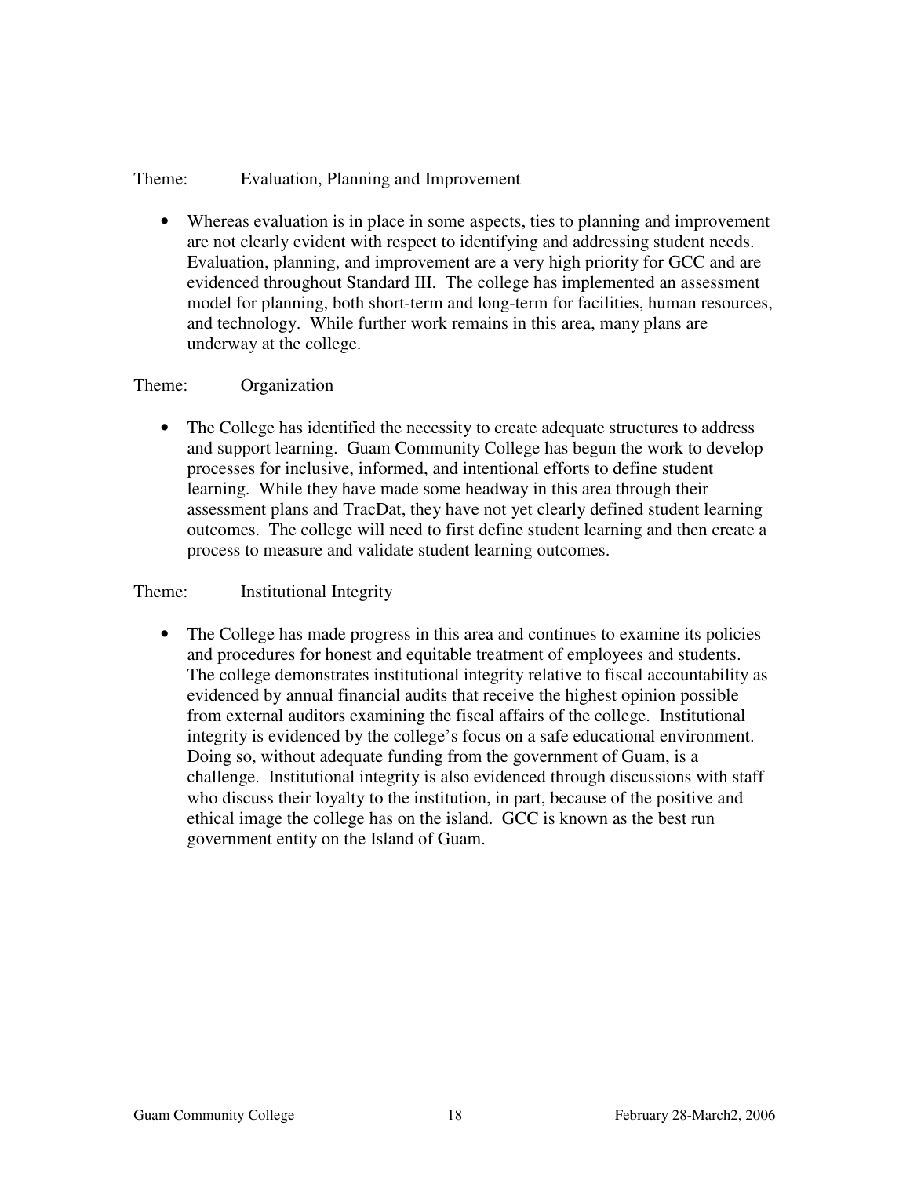Theme: Evaluation, Planning and Improvement

- Whereas evaluation is in place in some aspects, ties to planning and improvement are not clearly evident with respect to identifying and addressing student needs. Evaluation, planning, and improvement are a very high priority for GCC and are evidenced throughout Standard III. The college has implemented an assessment model for planning, both short-term and long-term for facilities, human resources, and technology. While further work remains in this area, many plans are underway at the college.

Theme: Organization

- The College has identified the necessity to create adequate structures to address and support learning. Guam Community College has begun the work to develop processes for inclusive, informed, and intentional efforts to define student learning. While they have made some headway in this area through their assessment plans and TracDat, they have not yet clearly defined student learning outcomes. The college will need to first define student learning and then create a process to measure and validate student learning outcomes.

Theme: Institutional Integrity

- The College has made progress in this area and continues to examine its policies and procedures for honest and equitable treatment of employees and students. The college demonstrates institutional integrity relative to fiscal accountability as evidenced by annual financial audits that receive the highest opinion possible from external auditors examining the fiscal affairs of the college. Institutional integrity is evidenced by the college's focus on a safe educational environment. Doing so, without adequate funding from the government of Guam, is a challenge. Institutional integrity is also evidenced through discussions with staff who discuss their loyalty to the institution, in part, because of the positive and ethical image the college has on the island. GCC is known as the best run government entity on the Island of Guam.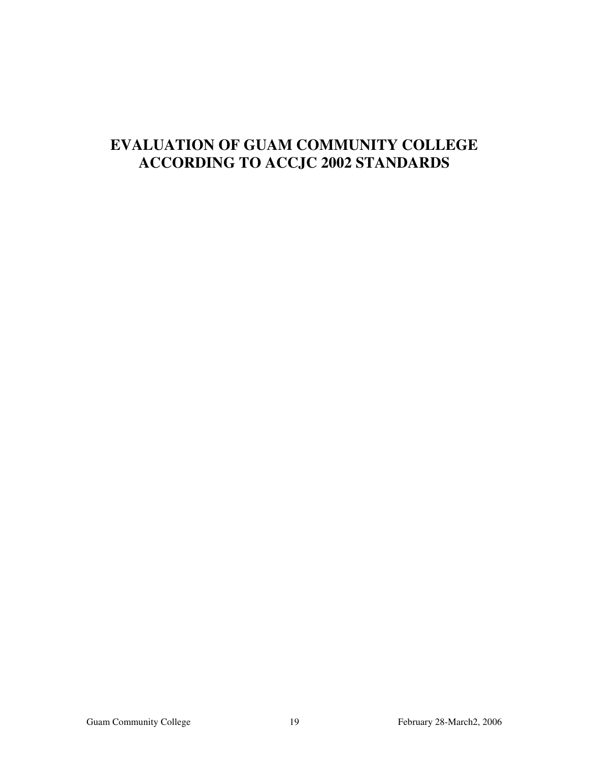# EVALUATION OF GUAM COMMUNITY COLLEGE ACCORDING TO ACCJC 2002 STANDARDS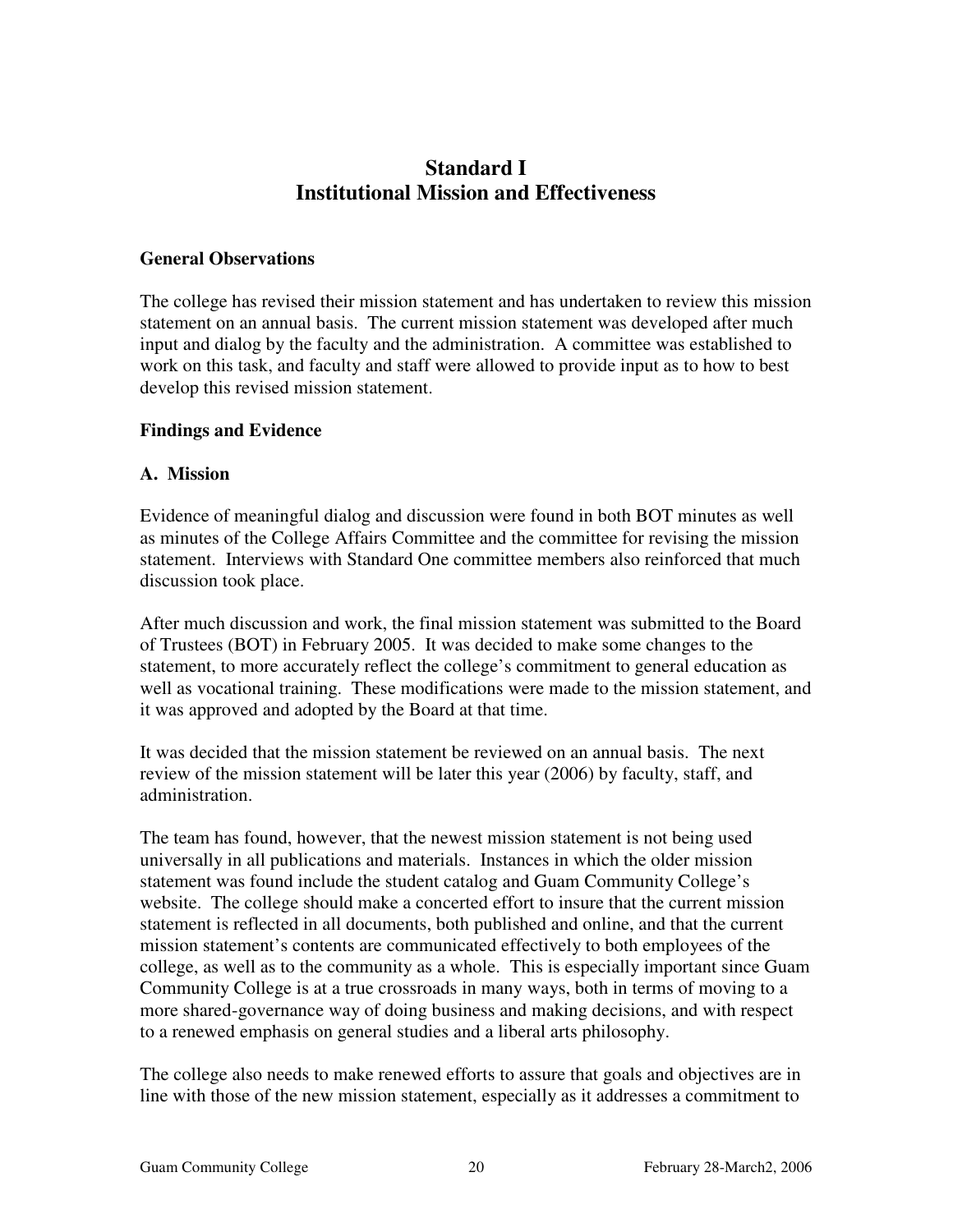# Standard I
# Institutional Mission and Effectiveness

**General Observations**

The college has revised their mission statement and has undertaken to review this mission statement on an annual basis. The current mission statement was developed after much input and dialog by the faculty and the administration. A committee was established to work on this task, and faculty and staff were allowed to provide input as to how to best develop this revised mission statement.

**Findings and Evidence**

**A. Mission**

Evidence of meaningful dialog and discussion were found in both BOT minutes as well as minutes of the College Affairs Committee and the committee for revising the mission statement. Interviews with Standard One committee members also reinforced that much discussion took place.

After much discussion and work, the final mission statement was submitted to the Board of Trustees (BOT) in February 2005. It was decided to make some changes to the statement, to more accurately reflect the college's commitment to general education as well as vocational training. These modifications were made to the mission statement, and it was approved and adopted by the Board at that time.

It was decided that the mission statement be reviewed on an annual basis. The next review of the mission statement will be later this year (2006) by faculty, staff, and administration.

The team has found, however, that the newest mission statement is not being used universally in all publications and materials. Instances in which the older mission statement was found include the student catalog and Guam Community College's website. The college should make a concerted effort to insure that the current mission statement is reflected in all documents, both published and online, and that the current mission statement's contents are communicated effectively to both employees of the college, as well as to the community as a whole. This is especially important since Guam Community College is at a true crossroads in many ways, both in terms of moving to a more shared-governance way of doing business and making decisions, and with respect to a renewed emphasis on general studies and a liberal arts philosophy.

The college also needs to make renewed efforts to assure that goals and objectives are in line with those of the new mission statement, especially as it addresses a commitment to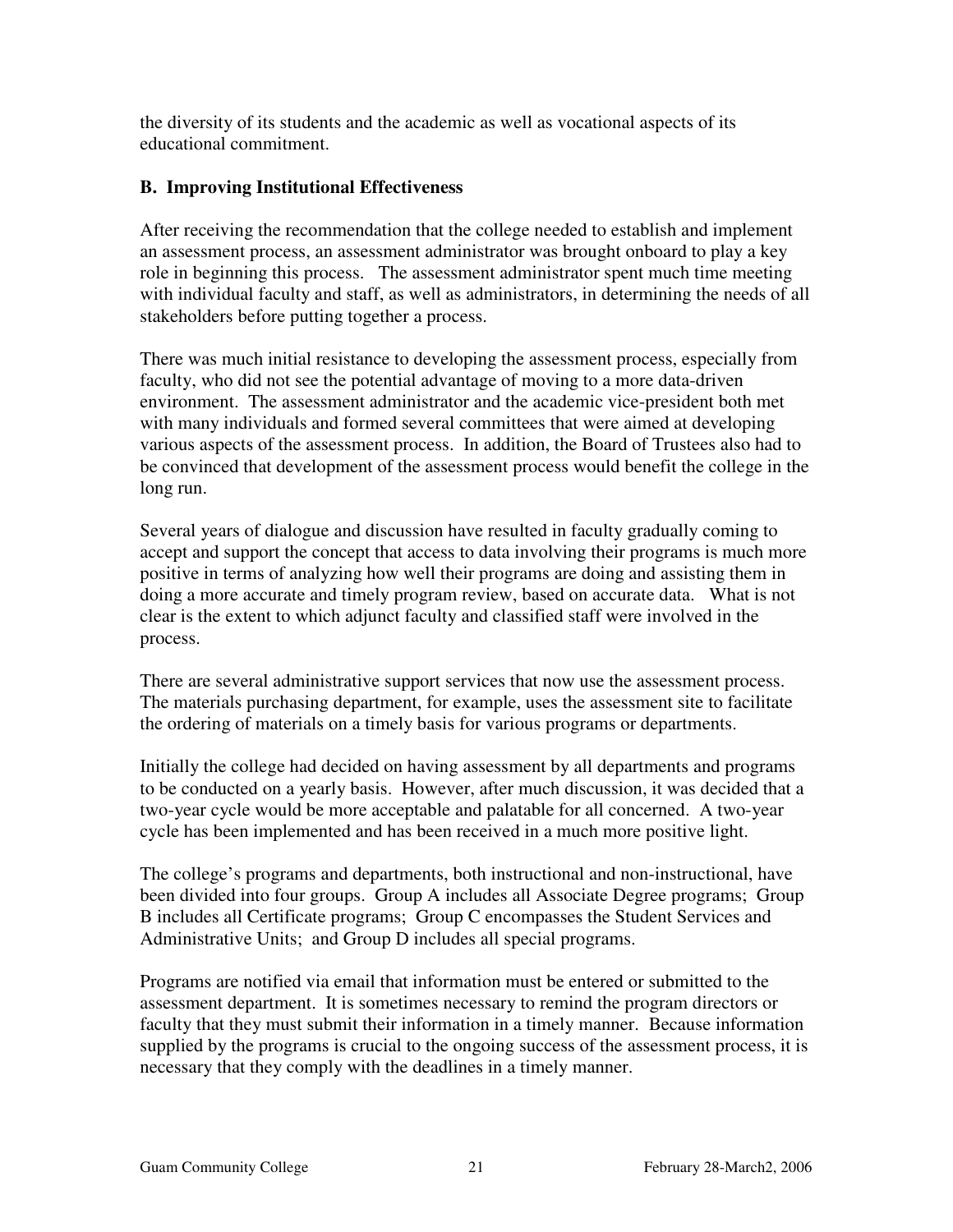the diversity of its students and the academic as well as vocational aspects of its educational commitment.

### B. Improving Institutional Effectiveness

After receiving the recommendation that the college needed to establish and implement an assessment process, an assessment administrator was brought onboard to play a key role in beginning this process. The assessment administrator spent much time meeting with individual faculty and staff, as well as administrators, in determining the needs of all stakeholders before putting together a process.

There was much initial resistance to developing the assessment process, especially from faculty, who did not see the potential advantage of moving to a more data-driven environment. The assessment administrator and the academic vice-president both met with many individuals and formed several committees that were aimed at developing various aspects of the assessment process. In addition, the Board of Trustees also had to be convinced that development of the assessment process would benefit the college in the long run.

Several years of dialogue and discussion have resulted in faculty gradually coming to accept and support the concept that access to data involving their programs is much more positive in terms of analyzing how well their programs are doing and assisting them in doing a more accurate and timely program review, based on accurate data. What is not clear is the extent to which adjunct faculty and classified staff were involved in the process.

There are several administrative support services that now use the assessment process. The materials purchasing department, for example, uses the assessment site to facilitate the ordering of materials on a timely basis for various programs or departments.

Initially the college had decided on having assessment by all departments and programs to be conducted on a yearly basis. However, after much discussion, it was decided that a two-year cycle would be more acceptable and palatable for all concerned. A two-year cycle has been implemented and has been received in a much more positive light.

The college's programs and departments, both instructional and non-instructional, have been divided into four groups. Group A includes all Associate Degree programs; Group B includes all Certificate programs; Group C encompasses the Student Services and Administrative Units; and Group D includes all special programs.

Programs are notified via email that information must be entered or submitted to the assessment department. It is sometimes necessary to remind the program directors or faculty that they must submit their information in a timely manner. Because information supplied by the programs is crucial to the ongoing success of the assessment process, it is necessary that they comply with the deadlines in a timely manner.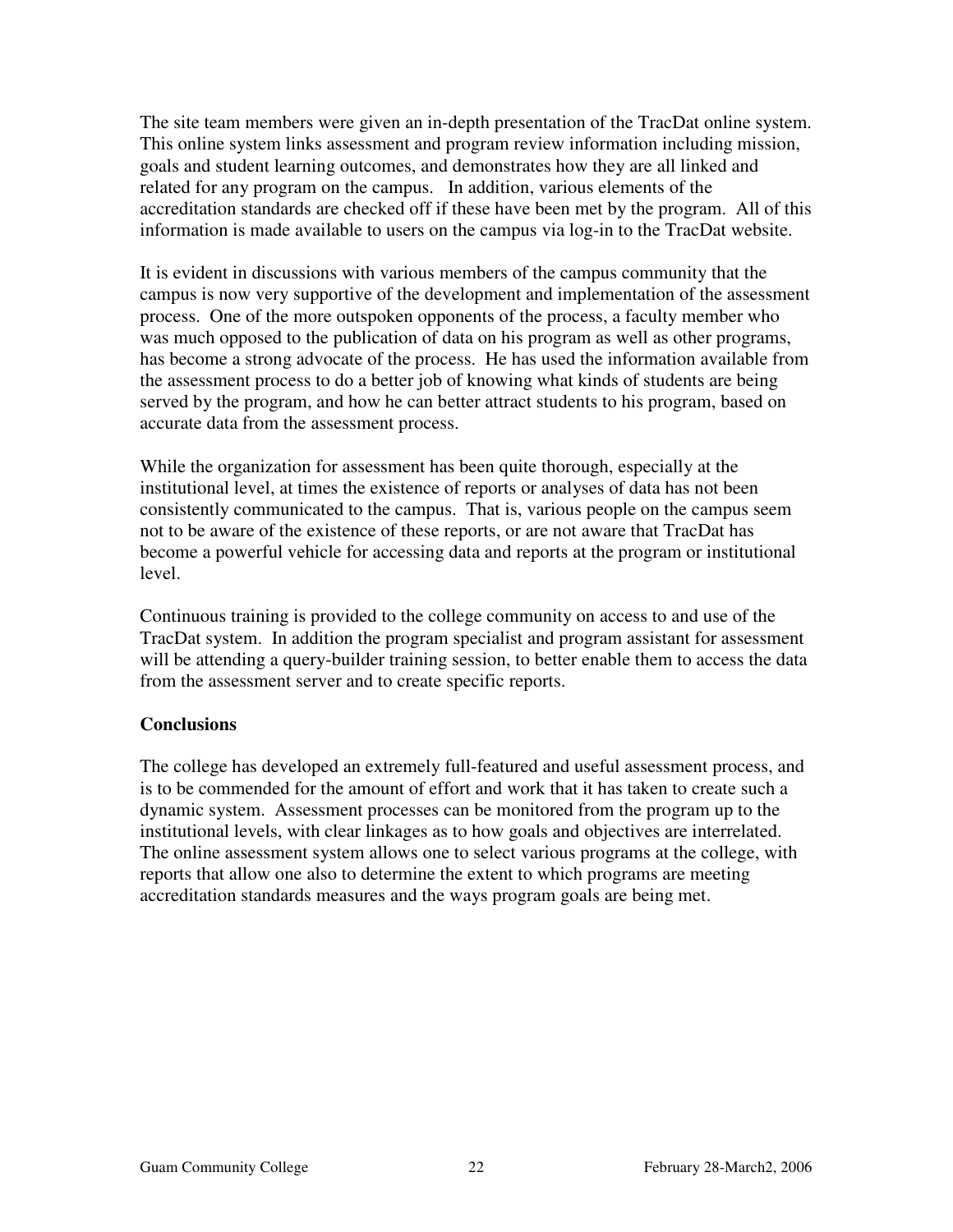The site team members were given an in-depth presentation of the TracDat online system. This online system links assessment and program review information including mission, goals and student learning outcomes, and demonstrates how they are all linked and related for any program on the campus. In addition, various elements of the accreditation standards are checked off if these have been met by the program. All of this information is made available to users on the campus via log-in to the TracDat website.

It is evident in discussions with various members of the campus community that the campus is now very supportive of the development and implementation of the assessment process. One of the more outspoken opponents of the process, a faculty member who was much opposed to the publication of data on his program as well as other programs, has become a strong advocate of the process. He has used the information available from the assessment process to do a better job of knowing what kinds of students are being served by the program, and how he can better attract students to his program, based on accurate data from the assessment process.

While the organization for assessment has been quite thorough, especially at the institutional level, at times the existence of reports or analyses of data has not been consistently communicated to the campus. That is, various people on the campus seem not to be aware of the existence of these reports, or are not aware that TracDat has become a powerful vehicle for accessing data and reports at the program or institutional level.

Continuous training is provided to the college community on access to and use of the TracDat system. In addition the program specialist and program assistant for assessment will be attending a query-builder training session, to better enable them to access the data from the assessment server and to create specific reports.

**Conclusions**

The college has developed an extremely full-featured and useful assessment process, and is to be commended for the amount of effort and work that it has taken to create such a dynamic system. Assessment processes can be monitored from the program up to the institutional levels, with clear linkages as to how goals and objectives are interrelated. The online assessment system allows one to select various programs at the college, with reports that allow one also to determine the extent to which programs are meeting accreditation standards measures and the ways program goals are being met.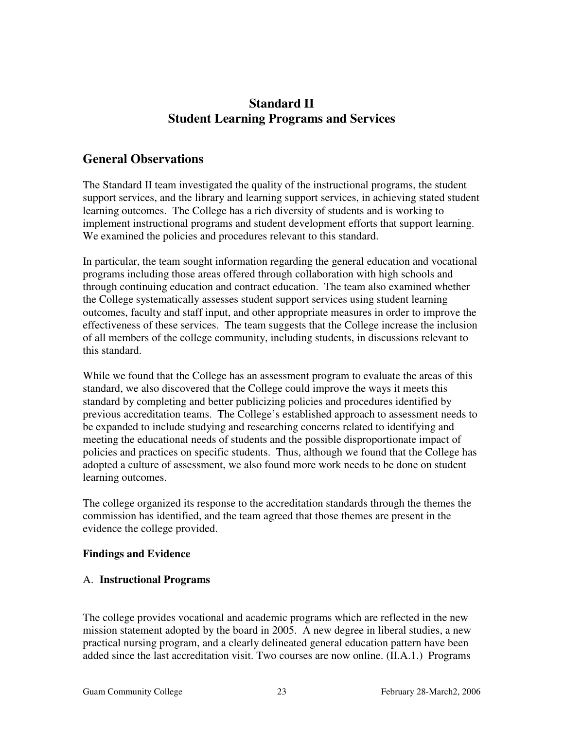# Standard II
# Student Learning Programs and Services

## General Observations

The Standard II team investigated the quality of the instructional programs, the student support services, and the library and learning support services, in achieving stated student learning outcomes. The College has a rich diversity of students and is working to implement instructional programs and student development efforts that support learning. We examined the policies and procedures relevant to this standard.

In particular, the team sought information regarding the general education and vocational programs including those areas offered through collaboration with high schools and through continuing education and contract education. The team also examined whether the College systematically assesses student support services using student learning outcomes, faculty and staff input, and other appropriate measures in order to improve the effectiveness of these services. The team suggests that the College increase the inclusion of all members of the college community, including students, in discussions relevant to this standard.

While we found that the College has an assessment program to evaluate the areas of this standard, we also discovered that the College could improve the ways it meets this standard by completing and better publicizing policies and procedures identified by previous accreditation teams. The College's established approach to assessment needs to be expanded to include studying and researching concerns related to identifying and meeting the educational needs of students and the possible disproportionate impact of policies and practices on specific students. Thus, although we found that the College has adopted a culture of assessment, we also found more work needs to be done on student learning outcomes.

The college organized its response to the accreditation standards through the themes the commission has identified, and the team agreed that those themes are present in the evidence the college provided.

### Findings and Evidence

A. **Instructional Programs**

The college provides vocational and academic programs which are reflected in the new mission statement adopted by the board in 2005. A new degree in liberal studies, a new practical nursing program, and a clearly delineated general education pattern have been added since the last accreditation visit. Two courses are now online. (II.A.1.) Programs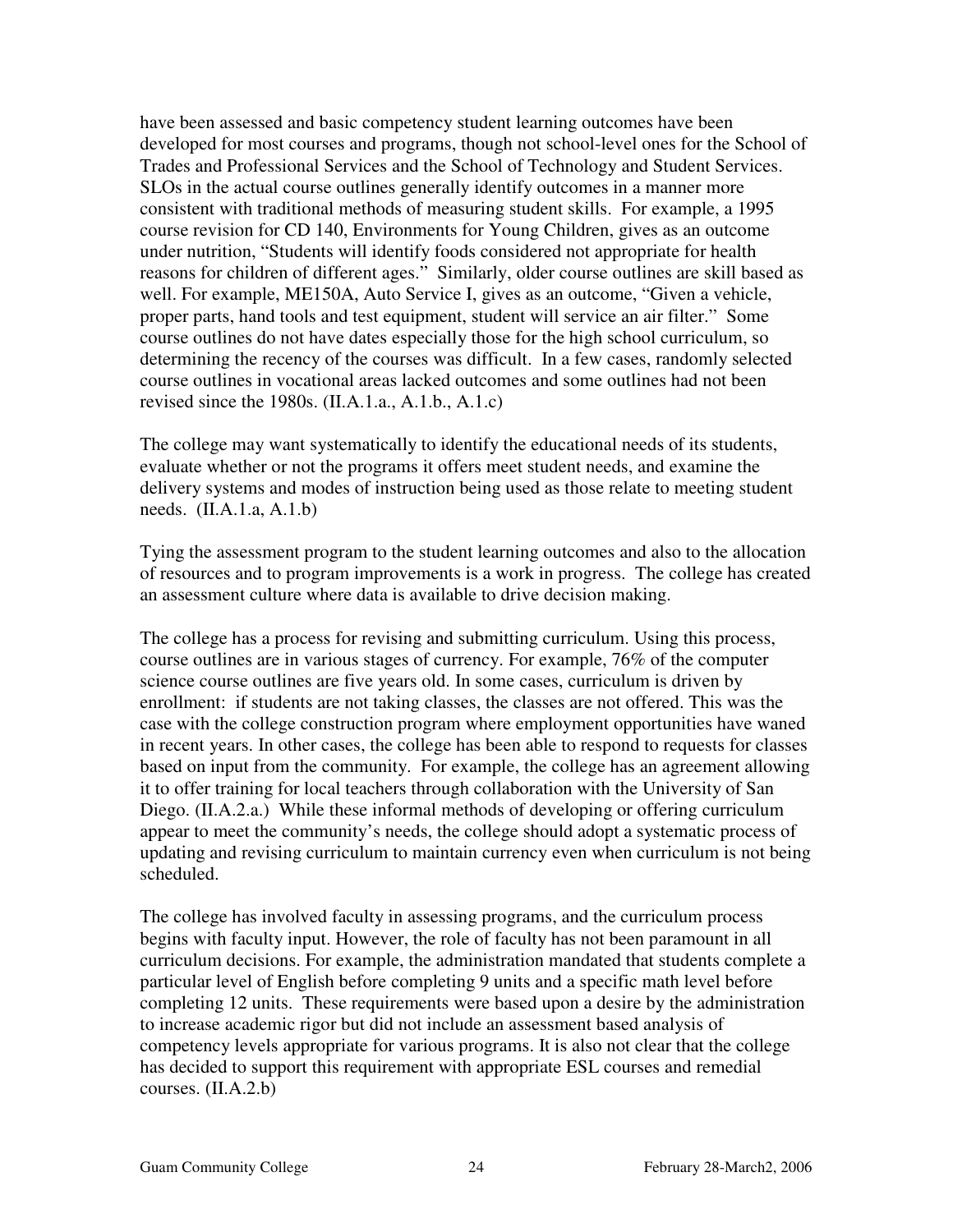have been assessed and basic competency student learning outcomes have been developed for most courses and programs, though not school-level ones for the School of Trades and Professional Services and the School of Technology and Student Services. SLOs in the actual course outlines generally identify outcomes in a manner more consistent with traditional methods of measuring student skills. For example, a 1995 course revision for CD 140, Environments for Young Children, gives as an outcome under nutrition, "Students will identify foods considered not appropriate for health reasons for children of different ages." Similarly, older course outlines are skill based as well. For example, ME150A, Auto Service I, gives as an outcome, "Given a vehicle, proper parts, hand tools and test equipment, student will service an air filter." Some course outlines do not have dates especially those for the high school curriculum, so determining the recency of the courses was difficult. In a few cases, randomly selected course outlines in vocational areas lacked outcomes and some outlines had not been revised since the 1980s. (II.A.1.a., A.1.b., A.1.c)

The college may want systematically to identify the educational needs of its students, evaluate whether or not the programs it offers meet student needs, and examine the delivery systems and modes of instruction being used as those relate to meeting student needs. (II.A.1.a, A.1.b)

Tying the assessment program to the student learning outcomes and also to the allocation of resources and to program improvements is a work in progress. The college has created an assessment culture where data is available to drive decision making.

The college has a process for revising and submitting curriculum. Using this process, course outlines are in various stages of currency. For example, 76% of the computer science course outlines are five years old. In some cases, curriculum is driven by enrollment: if students are not taking classes, the classes are not offered. This was the case with the college construction program where employment opportunities have waned in recent years. In other cases, the college has been able to respond to requests for classes based on input from the community. For example, the college has an agreement allowing it to offer training for local teachers through collaboration with the University of San Diego. (II.A.2.a.) While these informal methods of developing or offering curriculum appear to meet the community's needs, the college should adopt a systematic process of updating and revising curriculum to maintain currency even when curriculum is not being scheduled.

The college has involved faculty in assessing programs, and the curriculum process begins with faculty input. However, the role of faculty has not been paramount in all curriculum decisions. For example, the administration mandated that students complete a particular level of English before completing 9 units and a specific math level before completing 12 units. These requirements were based upon a desire by the administration to increase academic rigor but did not include an assessment based analysis of competency levels appropriate for various programs. It is also not clear that the college has decided to support this requirement with appropriate ESL courses and remedial courses. (II.A.2.b)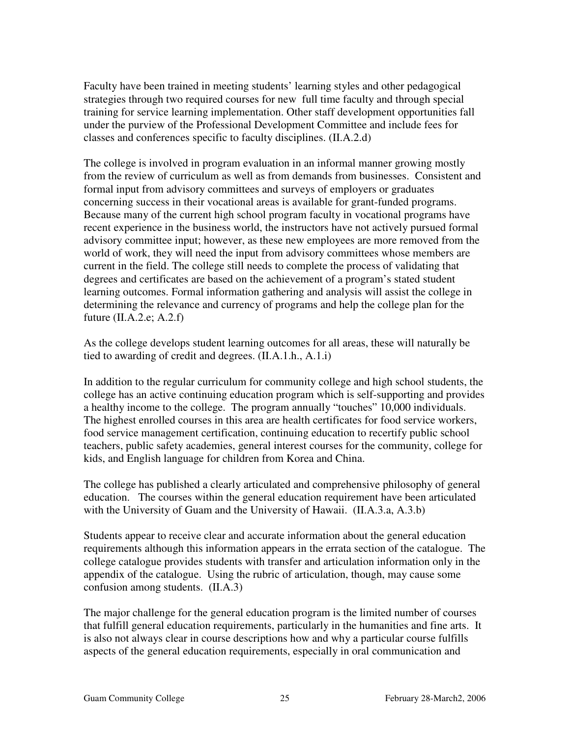Faculty have been trained in meeting students' learning styles and other pedagogical strategies through two required courses for new full time faculty and through special training for service learning implementation. Other staff development opportunities fall under the purview of the Professional Development Committee and include fees for classes and conferences specific to faculty disciplines. (II.A.2.d)

The college is involved in program evaluation in an informal manner growing mostly from the review of curriculum as well as from demands from businesses. Consistent and formal input from advisory committees and surveys of employers or graduates concerning success in their vocational areas is available for grant-funded programs. Because many of the current high school program faculty in vocational programs have recent experience in the business world, the instructors have not actively pursued formal advisory committee input; however, as these new employees are more removed from the world of work, they will need the input from advisory committees whose members are current in the field. The college still needs to complete the process of validating that degrees and certificates are based on the achievement of a program's stated student learning outcomes. Formal information gathering and analysis will assist the college in determining the relevance and currency of programs and help the college plan for the future (II.A.2.e; A.2.f)

As the college develops student learning outcomes for all areas, these will naturally be tied to awarding of credit and degrees. (II.A.1.h., A.1.i)

In addition to the regular curriculum for community college and high school students, the college has an active continuing education program which is self-supporting and provides a healthy income to the college. The program annually "touches" 10,000 individuals. The highest enrolled courses in this area are health certificates for food service workers, food service management certification, continuing education to recertify public school teachers, public safety academies, general interest courses for the community, college for kids, and English language for children from Korea and China.

The college has published a clearly articulated and comprehensive philosophy of general education. The courses within the general education requirement have been articulated with the University of Guam and the University of Hawaii. (II.A.3.a, A.3.b)

Students appear to receive clear and accurate information about the general education requirements although this information appears in the errata section of the catalogue. The college catalogue provides students with transfer and articulation information only in the appendix of the catalogue. Using the rubric of articulation, though, may cause some confusion among students. (II.A.3)

The major challenge for the general education program is the limited number of courses that fulfill general education requirements, particularly in the humanities and fine arts. It is also not always clear in course descriptions how and why a particular course fulfills aspects of the general education requirements, especially in oral communication and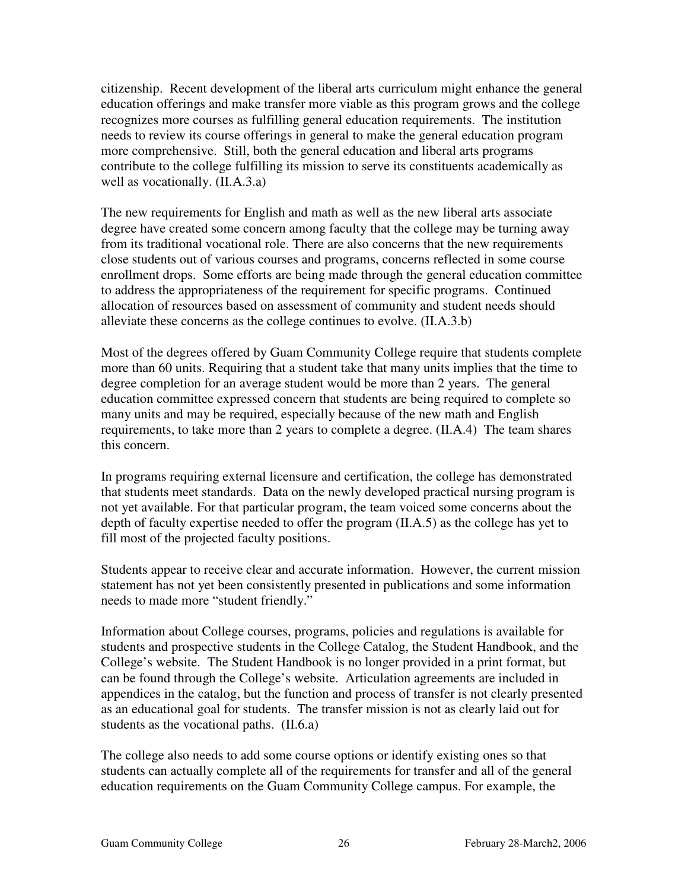citizenship. Recent development of the liberal arts curriculum might enhance the general education offerings and make transfer more viable as this program grows and the college recognizes more courses as fulfilling general education requirements. The institution needs to review its course offerings in general to make the general education program more comprehensive. Still, both the general education and liberal arts programs contribute to the college fulfilling its mission to serve its constituents academically as well as vocationally. (II.A.3.a)

The new requirements for English and math as well as the new liberal arts associate degree have created some concern among faculty that the college may be turning away from its traditional vocational role. There are also concerns that the new requirements close students out of various courses and programs, concerns reflected in some course enrollment drops. Some efforts are being made through the general education committee to address the appropriateness of the requirement for specific programs. Continued allocation of resources based on assessment of community and student needs should alleviate these concerns as the college continues to evolve. (II.A.3.b)

Most of the degrees offered by Guam Community College require that students complete more than 60 units. Requiring that a student take that many units implies that the time to degree completion for an average student would be more than 2 years. The general education committee expressed concern that students are being required to complete so many units and may be required, especially because of the new math and English requirements, to take more than 2 years to complete a degree. (II.A.4) The team shares this concern.

In programs requiring external licensure and certification, the college has demonstrated that students meet standards. Data on the newly developed practical nursing program is not yet available. For that particular program, the team voiced some concerns about the depth of faculty expertise needed to offer the program (II.A.5) as the college has yet to fill most of the projected faculty positions.

Students appear to receive clear and accurate information. However, the current mission statement has not yet been consistently presented in publications and some information needs to made more "student friendly."

Information about College courses, programs, policies and regulations is available for students and prospective students in the College Catalog, the Student Handbook, and the College's website. The Student Handbook is no longer provided in a print format, but can be found through the College's website. Articulation agreements are included in appendices in the catalog, but the function and process of transfer is not clearly presented as an educational goal for students. The transfer mission is not as clearly laid out for students as the vocational paths. (II.6.a)

The college also needs to add some course options or identify existing ones so that students can actually complete all of the requirements for transfer and all of the general education requirements on the Guam Community College campus. For example, the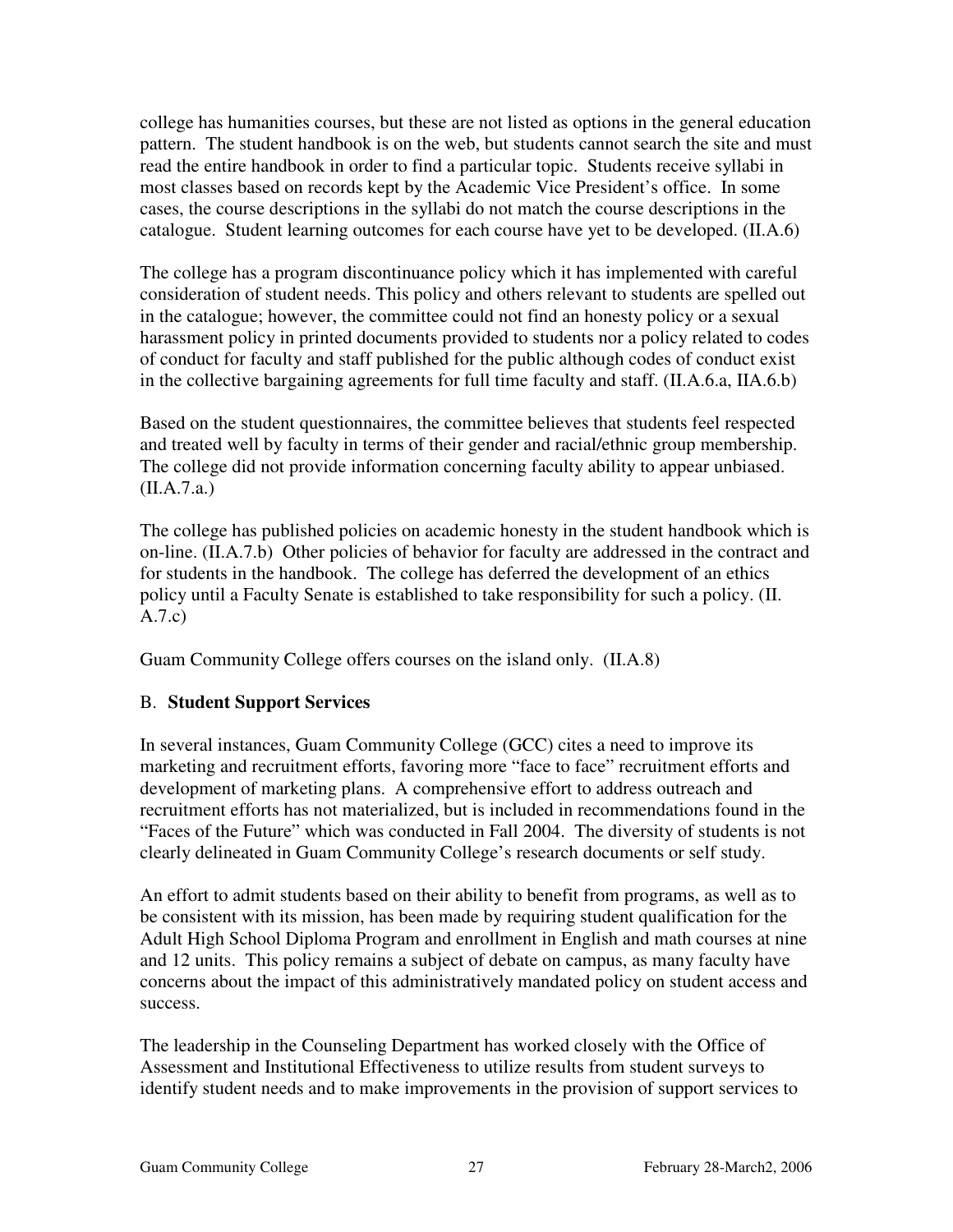college has humanities courses, but these are not listed as options in the general education pattern. The student handbook is on the web, but students cannot search the site and must read the entire handbook in order to find a particular topic. Students receive syllabi in most classes based on records kept by the Academic Vice President's office. In some cases, the course descriptions in the syllabi do not match the course descriptions in the catalogue. Student learning outcomes for each course have yet to be developed. (II.A.6)

The college has a program discontinuance policy which it has implemented with careful consideration of student needs. This policy and others relevant to students are spelled out in the catalogue; however, the committee could not find an honesty policy or a sexual harassment policy in printed documents provided to students nor a policy related to codes of conduct for faculty and staff published for the public although codes of conduct exist in the collective bargaining agreements for full time faculty and staff. (II.A.6.a, IIA.6.b)

Based on the student questionnaires, the committee believes that students feel respected and treated well by faculty in terms of their gender and racial/ethnic group membership. The college did not provide information concerning faculty ability to appear unbiased. (II.A.7.a.)

The college has published policies on academic honesty in the student handbook which is on-line. (II.A.7.b) Other policies of behavior for faculty are addressed in the contract and for students in the handbook. The college has deferred the development of an ethics policy until a Faculty Senate is established to take responsibility for such a policy. (II. A.7.c)

Guam Community College offers courses on the island only. (II.A.8)

## B. **Student Support Services**

In several instances, Guam Community College (GCC) cites a need to improve its marketing and recruitment efforts, favoring more "face to face" recruitment efforts and development of marketing plans. A comprehensive effort to address outreach and recruitment efforts has not materialized, but is included in recommendations found in the "Faces of the Future" which was conducted in Fall 2004. The diversity of students is not clearly delineated in Guam Community College's research documents or self study.

An effort to admit students based on their ability to benefit from programs, as well as to be consistent with its mission, has been made by requiring student qualification for the Adult High School Diploma Program and enrollment in English and math courses at nine and 12 units. This policy remains a subject of debate on campus, as many faculty have concerns about the impact of this administratively mandated policy on student access and success.

The leadership in the Counseling Department has worked closely with the Office of Assessment and Institutional Effectiveness to utilize results from student surveys to identify student needs and to make improvements in the provision of support services to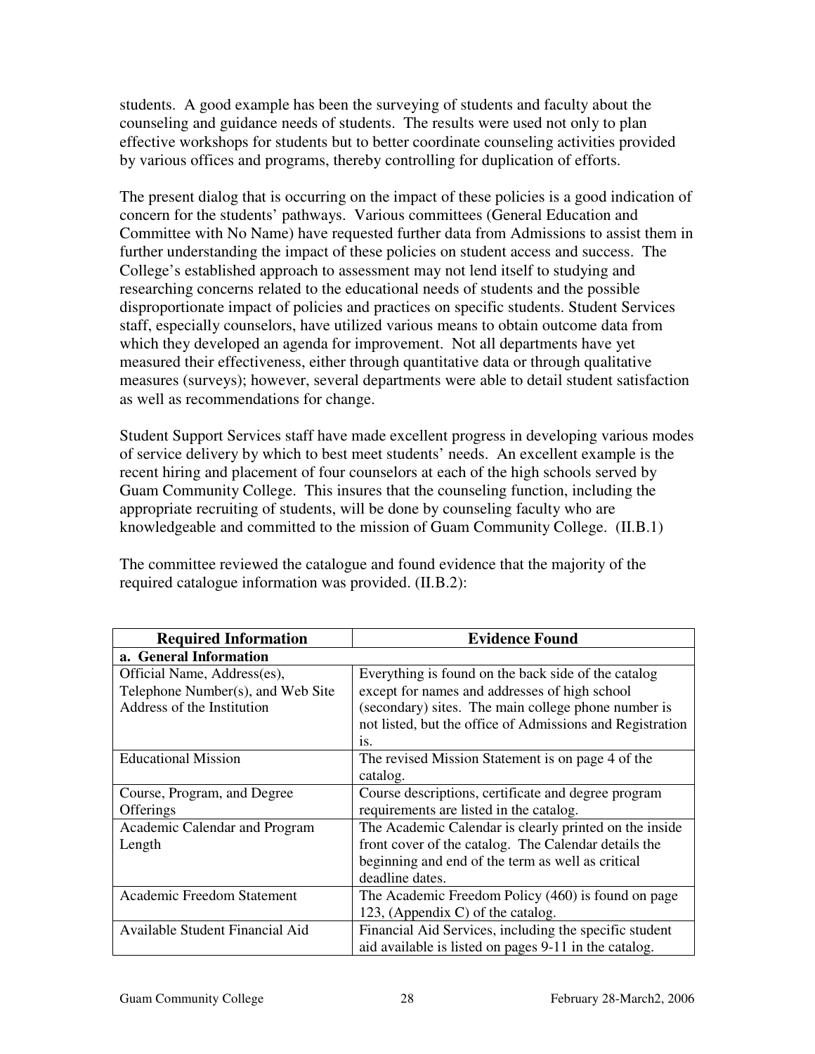students. A good example has been the surveying of students and faculty about the counseling and guidance needs of students. The results were used not only to plan effective workshops for students but to better coordinate counseling activities provided by various offices and programs, thereby controlling for duplication of efforts.

The present dialog that is occurring on the impact of these policies is a good indication of concern for the students' pathways. Various committees (General Education and Committee with No Name) have requested further data from Admissions to assist them in further understanding the impact of these policies on student access and success. The College's established approach to assessment may not lend itself to studying and researching concerns related to the educational needs of students and the possible disproportionate impact of policies and practices on specific students. Student Services staff, especially counselors, have utilized various means to obtain outcome data from which they developed an agenda for improvement. Not all departments have yet measured their effectiveness, either through quantitative data or through qualitative measures (surveys); however, several departments were able to detail student satisfaction as well as recommendations for change.

Student Support Services staff have made excellent progress in developing various modes of service delivery by which to best meet students' needs. An excellent example is the recent hiring and placement of four counselors at each of the high schools served by Guam Community College. This insures that the counseling function, including the appropriate recruiting of students, will be done by counseling faculty who are knowledgeable and committed to the mission of Guam Community College. (II.B.1)

The committee reviewed the catalogue and found evidence that the majority of the required catalogue information was provided. (II.B.2):

| Required Information | Evidence Found |
|---|---|
| **a. General Information** | |
| Official Name, Address(es), Telephone Number(s), and Web Site Address of the Institution | Everything is found on the back side of the catalog except for names and addresses of high school (secondary) sites. The main college phone number is not listed, but the office of Admissions and Registration is. |
| Educational Mission | The revised Mission Statement is on page 4 of the catalog. |
| Course, Program, and Degree Offerings | Course descriptions, certificate and degree program requirements are listed in the catalog. |
| Academic Calendar and Program Length | The Academic Calendar is clearly printed on the inside front cover of the catalog. The Calendar details the beginning and end of the term as well as critical deadline dates. |
| Academic Freedom Statement | The Academic Freedom Policy (460) is found on page 123, (Appendix C) of the catalog. |
| Available Student Financial Aid | Financial Aid Services, including the specific student aid available is listed on pages 9-11 in the catalog. |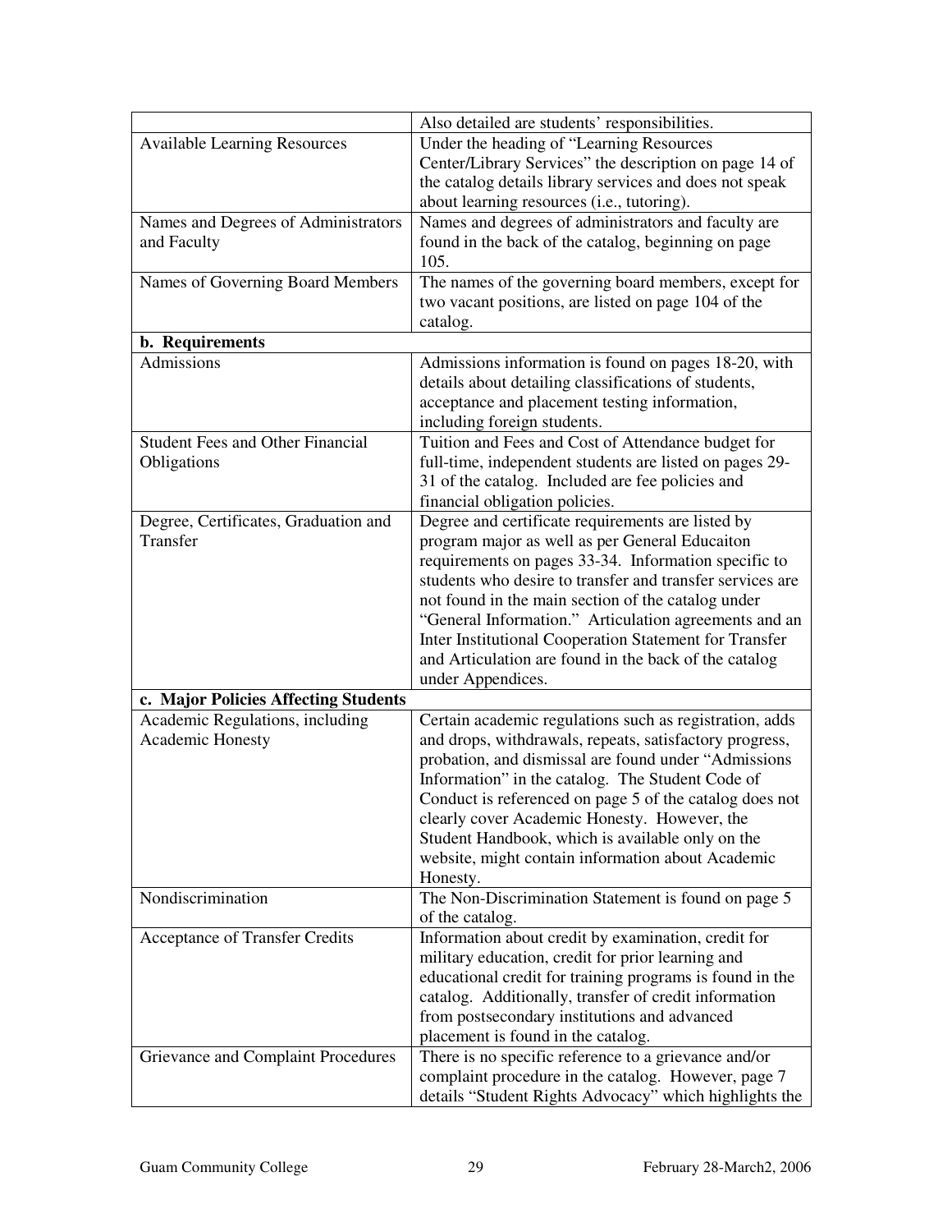| | |
|---|---|
| | Also detailed are students' responsibilities. |
| Available Learning Resources | Under the heading of "Learning Resources Center/Library Services" the description on page 14 of the catalog details library services and does not speak about learning resources (i.e., tutoring). |
| Names and Degrees of Administrators and Faculty | Names and degrees of administrators and faculty are found in the back of the catalog, beginning on page 105. |
| Names of Governing Board Members | The names of the governing board members, except for two vacant positions, are listed on page 104 of the catalog. |
| **b. Requirements** | |
| Admissions | Admissions information is found on pages 18-20, with details about detailing classifications of students, acceptance and placement testing information, including foreign students. |
| Student Fees and Other Financial Obligations | Tuition and Fees and Cost of Attendance budget for full-time, independent students are listed on pages 29-31 of the catalog. Included are fee policies and financial obligation policies. |
| Degree, Certificates, Graduation and Transfer | Degree and certificate requirements are listed by program major as well as per General Educaiton requirements on pages 33-34. Information specific to students who desire to transfer and transfer services are not found in the main section of the catalog under "General Information." Articulation agreements and an Inter Institutional Cooperation Statement for Transfer and Articulation are found in the back of the catalog under Appendices. |
| **c. Major Policies Affecting Students** | |
| Academic Regulations, including Academic Honesty | Certain academic regulations such as registration, adds and drops, withdrawals, repeats, satisfactory progress, probation, and dismissal are found under "Admissions Information" in the catalog. The Student Code of Conduct is referenced on page 5 of the catalog does not clearly cover Academic Honesty. However, the Student Handbook, which is available only on the website, might contain information about Academic Honesty. |
| Nondiscrimination | The Non-Discrimination Statement is found on page 5 of the catalog. |
| Acceptance of Transfer Credits | Information about credit by examination, credit for military education, credit for prior learning and educational credit for training programs is found in the catalog. Additionally, transfer of credit information from postsecondary institutions and advanced placement is found in the catalog. |
| Grievance and Complaint Procedures | There is no specific reference to a grievance and/or complaint procedure in the catalog. However, page 7 details "Student Rights Advocacy" which highlights the |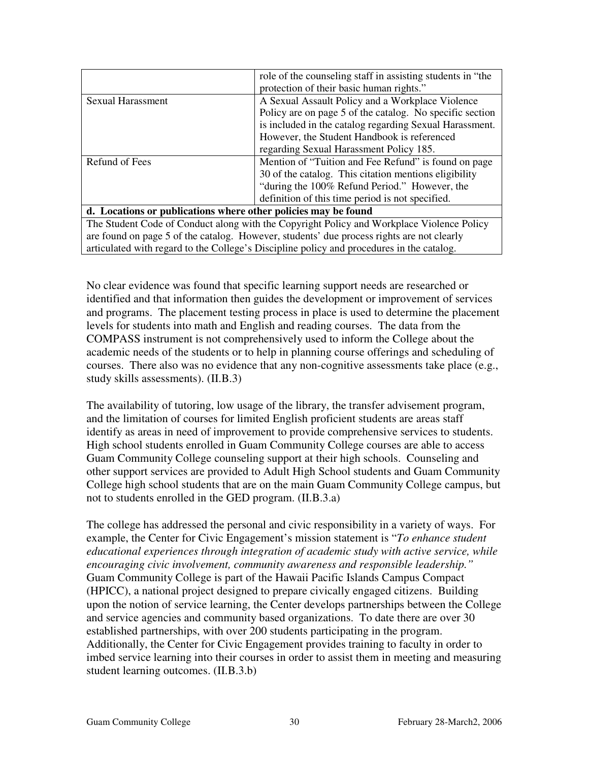| | |
|---|---|
| | role of the counseling staff in assisting students in "the protection of their basic human rights." |
| Sexual Harassment | A Sexual Assault Policy and a Workplace Violence Policy are on page 5 of the catalog. No specific section is included in the catalog regarding Sexual Harassment. However, the Student Handbook is referenced regarding Sexual Harassment Policy 185. |
| Refund of Fees | Mention of "Tuition and Fee Refund" is found on page 30 of the catalog. This citation mentions eligibility "during the 100% Refund Period." However, the definition of this time period is not specified. |
| **d. Locations or publications where other policies may be found** | |
| The Student Code of Conduct along with the Copyright Policy and Workplace Violence Policy are found on page 5 of the catalog. However, students' due process rights are not clearly articulated with regard to the College's Discipline policy and procedures in the catalog. | |

No clear evidence was found that specific learning support needs are researched or identified and that information then guides the development or improvement of services and programs. The placement testing process in place is used to determine the placement levels for students into math and English and reading courses. The data from the COMPASS instrument is not comprehensively used to inform the College about the academic needs of the students or to help in planning course offerings and scheduling of courses. There also was no evidence that any non-cognitive assessments take place (e.g., study skills assessments). (II.B.3)

The availability of tutoring, low usage of the library, the transfer advisement program, and the limitation of courses for limited English proficient students are areas staff identify as areas in need of improvement to provide comprehensive services to students. High school students enrolled in Guam Community College courses are able to access Guam Community College counseling support at their high schools. Counseling and other support services are provided to Adult High School students and Guam Community College high school students that are on the main Guam Community College campus, but not to students enrolled in the GED program. (II.B.3.a)

The college has addressed the personal and civic responsibility in a variety of ways. For example, the Center for Civic Engagement's mission statement is "*To enhance student educational experiences through integration of academic study with active service, while encouraging civic involvement, community awareness and responsible leadership.*" Guam Community College is part of the Hawaii Pacific Islands Campus Compact (HPICC), a national project designed to prepare civically engaged citizens. Building upon the notion of service learning, the Center develops partnerships between the College and service agencies and community based organizations. To date there are over 30 established partnerships, with over 200 students participating in the program. Additionally, the Center for Civic Engagement provides training to faculty in order to imbed service learning into their courses in order to assist them in meeting and measuring student learning outcomes. (II.B.3.b)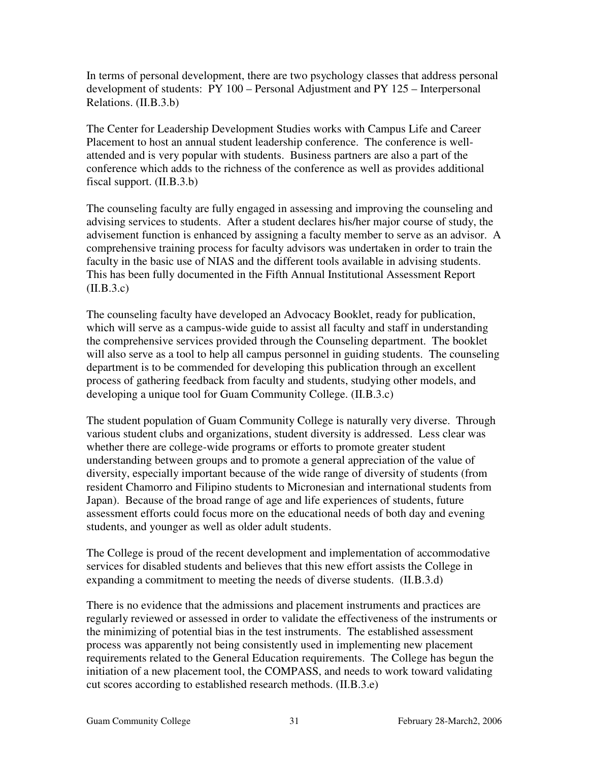In terms of personal development, there are two psychology classes that address personal development of students: PY 100 – Personal Adjustment and PY 125 – Interpersonal Relations. (II.B.3.b)

The Center for Leadership Development Studies works with Campus Life and Career Placement to host an annual student leadership conference. The conference is well-attended and is very popular with students. Business partners are also a part of the conference which adds to the richness of the conference as well as provides additional fiscal support. (II.B.3.b)

The counseling faculty are fully engaged in assessing and improving the counseling and advising services to students. After a student declares his/her major course of study, the advisement function is enhanced by assigning a faculty member to serve as an advisor. A comprehensive training process for faculty advisors was undertaken in order to train the faculty in the basic use of NIAS and the different tools available in advising students. This has been fully documented in the Fifth Annual Institutional Assessment Report (II.B.3.c)

The counseling faculty have developed an Advocacy Booklet, ready for publication, which will serve as a campus-wide guide to assist all faculty and staff in understanding the comprehensive services provided through the Counseling department. The booklet will also serve as a tool to help all campus personnel in guiding students. The counseling department is to be commended for developing this publication through an excellent process of gathering feedback from faculty and students, studying other models, and developing a unique tool for Guam Community College. (II.B.3.c)

The student population of Guam Community College is naturally very diverse. Through various student clubs and organizations, student diversity is addressed. Less clear was whether there are college-wide programs or efforts to promote greater student understanding between groups and to promote a general appreciation of the value of diversity, especially important because of the wide range of diversity of students (from resident Chamorro and Filipino students to Micronesian and international students from Japan). Because of the broad range of age and life experiences of students, future assessment efforts could focus more on the educational needs of both day and evening students, and younger as well as older adult students.

The College is proud of the recent development and implementation of accommodative services for disabled students and believes that this new effort assists the College in expanding a commitment to meeting the needs of diverse students. (II.B.3.d)

There is no evidence that the admissions and placement instruments and practices are regularly reviewed or assessed in order to validate the effectiveness of the instruments or the minimizing of potential bias in the test instruments. The established assessment process was apparently not being consistently used in implementing new placement requirements related to the General Education requirements. The College has begun the initiation of a new placement tool, the COMPASS, and needs to work toward validating cut scores according to established research methods. (II.B.3.e)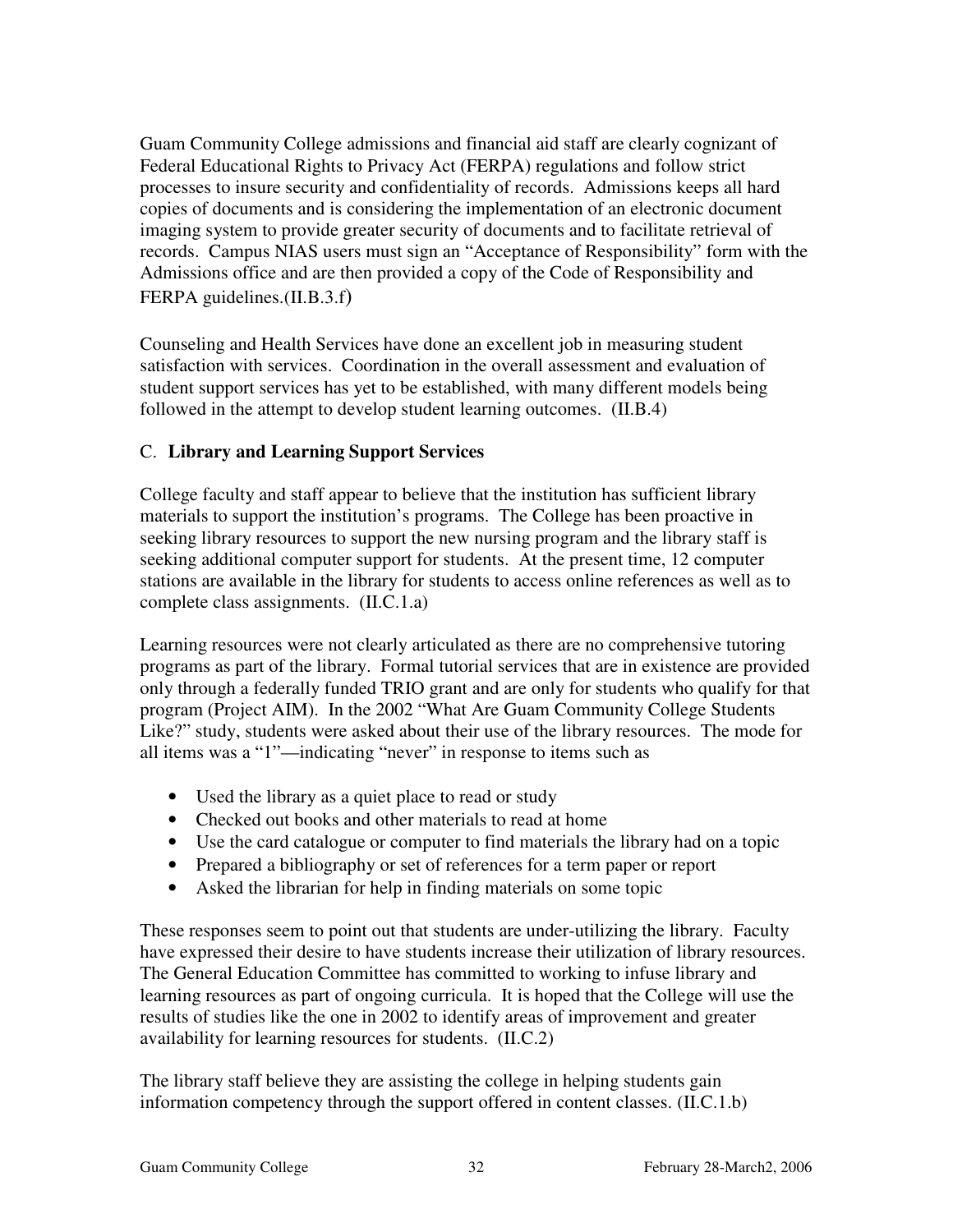Guam Community College admissions and financial aid staff are clearly cognizant of Federal Educational Rights to Privacy Act (FERPA) regulations and follow strict processes to insure security and confidentiality of records. Admissions keeps all hard copies of documents and is considering the implementation of an electronic document imaging system to provide greater security of documents and to facilitate retrieval of records. Campus NIAS users must sign an "Acceptance of Responsibility" form with the Admissions office and are then provided a copy of the Code of Responsibility and FERPA guidelines.(II.B.3.f)

Counseling and Health Services have done an excellent job in measuring student satisfaction with services. Coordination in the overall assessment and evaluation of student support services has yet to be established, with many different models being followed in the attempt to develop student learning outcomes. (II.B.4)

C. **Library and Learning Support Services**

College faculty and staff appear to believe that the institution has sufficient library materials to support the institution's programs. The College has been proactive in seeking library resources to support the new nursing program and the library staff is seeking additional computer support for students. At the present time, 12 computer stations are available in the library for students to access online references as well as to complete class assignments. (II.C.1.a)

Learning resources were not clearly articulated as there are no comprehensive tutoring programs as part of the library. Formal tutorial services that are in existence are provided only through a federally funded TRIO grant and are only for students who qualify for that program (Project AIM). In the 2002 "What Are Guam Community College Students Like?" study, students were asked about their use of the library resources. The mode for all items was a "1"—indicating "never" in response to items such as

- Used the library as a quiet place to read or study
- Checked out books and other materials to read at home
- Use the card catalogue or computer to find materials the library had on a topic
- Prepared a bibliography or set of references for a term paper or report
- Asked the librarian for help in finding materials on some topic

These responses seem to point out that students are under-utilizing the library. Faculty have expressed their desire to have students increase their utilization of library resources. The General Education Committee has committed to working to infuse library and learning resources as part of ongoing curricula. It is hoped that the College will use the results of studies like the one in 2002 to identify areas of improvement and greater availability for learning resources for students. (II.C.2)

The library staff believe they are assisting the college in helping students gain information competency through the support offered in content classes. (II.C.1.b)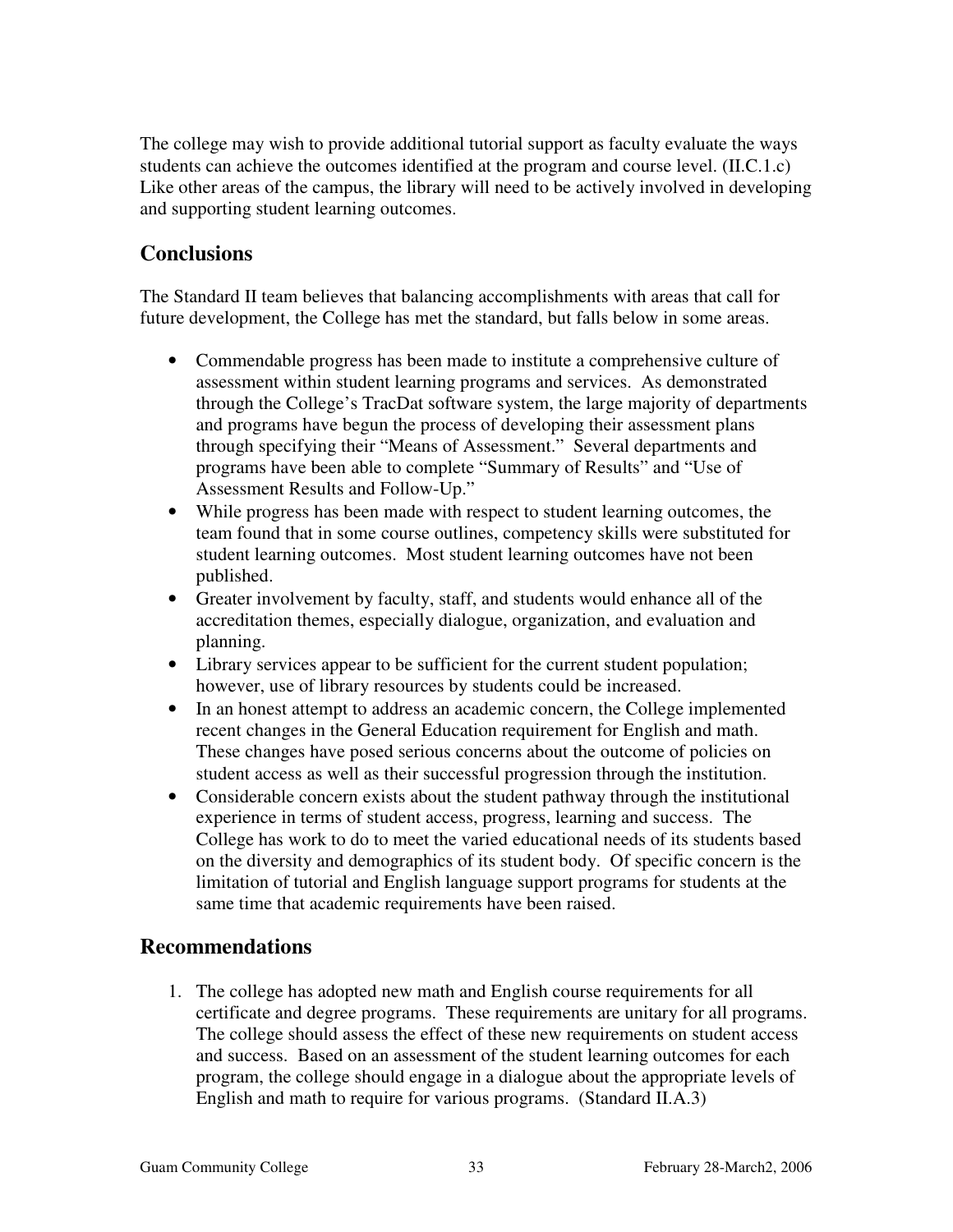The college may wish to provide additional tutorial support as faculty evaluate the ways students can achieve the outcomes identified at the program and course level. (II.C.1.c) Like other areas of the campus, the library will need to be actively involved in developing and supporting student learning outcomes.

## Conclusions

The Standard II team believes that balancing accomplishments with areas that call for future development, the College has met the standard, but falls below in some areas.

- Commendable progress has been made to institute a comprehensive culture of assessment within student learning programs and services. As demonstrated through the College's TracDat software system, the large majority of departments and programs have begun the process of developing their assessment plans through specifying their "Means of Assessment." Several departments and programs have been able to complete "Summary of Results" and "Use of Assessment Results and Follow-Up."
- While progress has been made with respect to student learning outcomes, the team found that in some course outlines, competency skills were substituted for student learning outcomes. Most student learning outcomes have not been published.
- Greater involvement by faculty, staff, and students would enhance all of the accreditation themes, especially dialogue, organization, and evaluation and planning.
- Library services appear to be sufficient for the current student population; however, use of library resources by students could be increased.
- In an honest attempt to address an academic concern, the College implemented recent changes in the General Education requirement for English and math. These changes have posed serious concerns about the outcome of policies on student access as well as their successful progression through the institution.
- Considerable concern exists about the student pathway through the institutional experience in terms of student access, progress, learning and success. The College has work to do to meet the varied educational needs of its students based on the diversity and demographics of its student body. Of specific concern is the limitation of tutorial and English language support programs for students at the same time that academic requirements have been raised.

## Recommendations

1. The college has adopted new math and English course requirements for all certificate and degree programs. These requirements are unitary for all programs. The college should assess the effect of these new requirements on student access and success. Based on an assessment of the student learning outcomes for each program, the college should engage in a dialogue about the appropriate levels of English and math to require for various programs. (Standard II.A.3)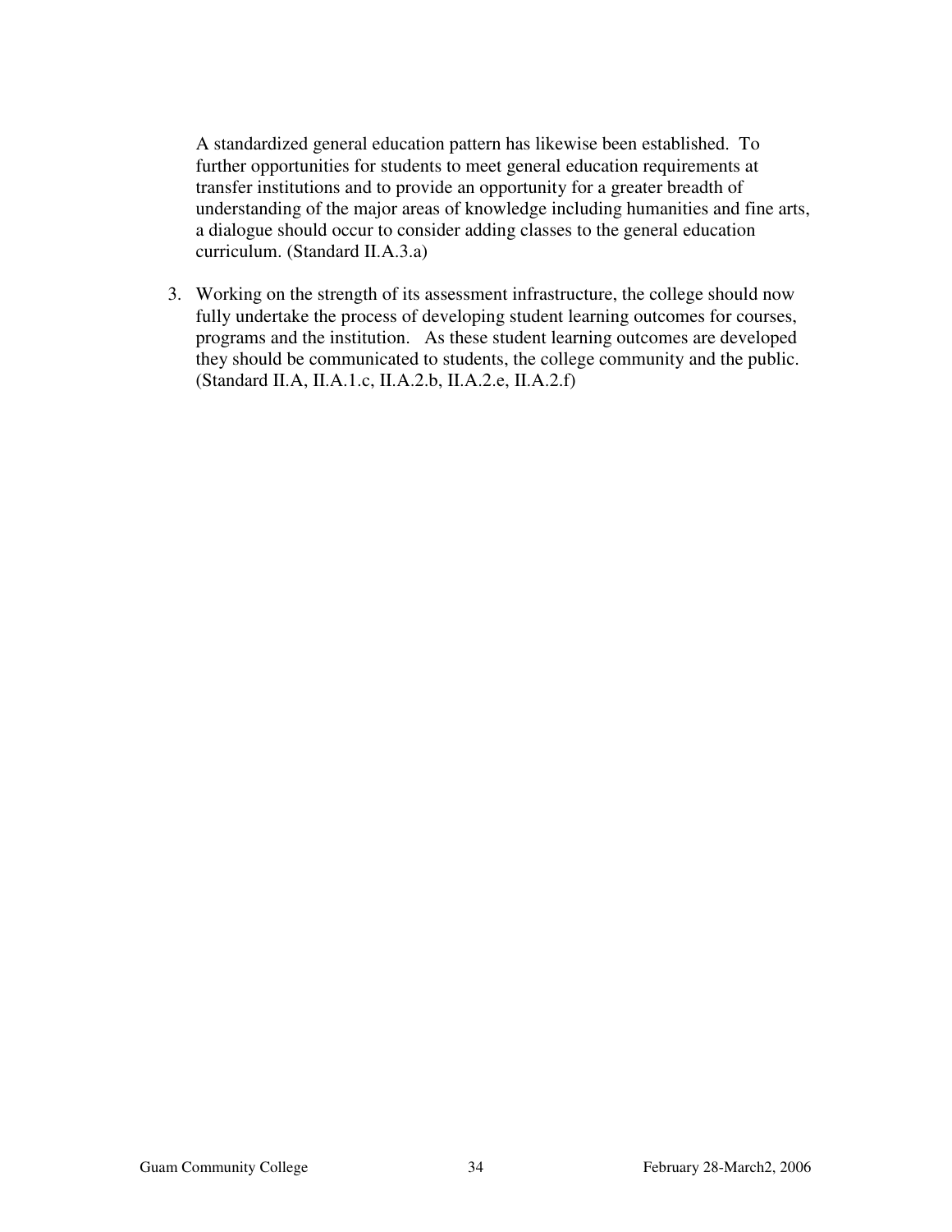A standardized general education pattern has likewise been established. To further opportunities for students to meet general education requirements at transfer institutions and to provide an opportunity for a greater breadth of understanding of the major areas of knowledge including humanities and fine arts, a dialogue should occur to consider adding classes to the general education curriculum. (Standard II.A.3.a)

3. Working on the strength of its assessment infrastructure, the college should now fully undertake the process of developing student learning outcomes for courses, programs and the institution. As these student learning outcomes are developed they should be communicated to students, the college community and the public. (Standard II.A, II.A.1.c, II.A.2.b, II.A.2.e, II.A.2.f)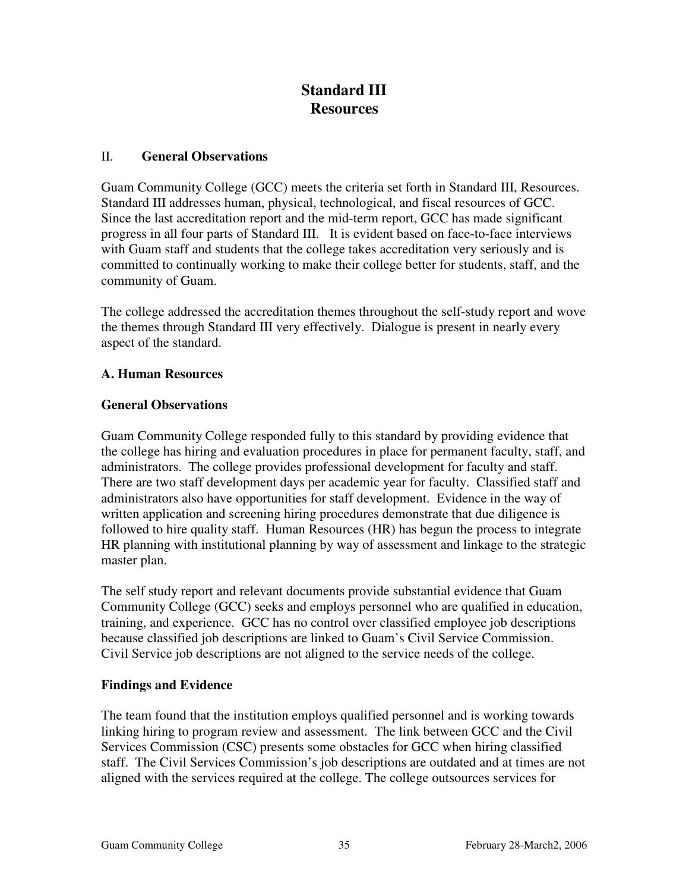# Standard III
# Resources

## II. General Observations

Guam Community College (GCC) meets the criteria set forth in Standard III, Resources. Standard III addresses human, physical, technological, and fiscal resources of GCC. Since the last accreditation report and the mid-term report, GCC has made significant progress in all four parts of Standard III. It is evident based on face-to-face interviews with Guam staff and students that the college takes accreditation very seriously and is committed to continually working to make their college better for students, staff, and the community of Guam.

The college addressed the accreditation themes throughout the self-study report and wove the themes through Standard III very effectively. Dialogue is present in nearly every aspect of the standard.

### A. Human Resources

#### General Observations

Guam Community College responded fully to this standard by providing evidence that the college has hiring and evaluation procedures in place for permanent faculty, staff, and administrators. The college provides professional development for faculty and staff. There are two staff development days per academic year for faculty. Classified staff and administrators also have opportunities for staff development. Evidence in the way of written application and screening hiring procedures demonstrate that due diligence is followed to hire quality staff. Human Resources (HR) has begun the process to integrate HR planning with institutional planning by way of assessment and linkage to the strategic master plan.

The self study report and relevant documents provide substantial evidence that Guam Community College (GCC) seeks and employs personnel who are qualified in education, training, and experience. GCC has no control over classified employee job descriptions because classified job descriptions are linked to Guam's Civil Service Commission. Civil Service job descriptions are not aligned to the service needs of the college.

#### Findings and Evidence

The team found that the institution employs qualified personnel and is working towards linking hiring to program review and assessment. The link between GCC and the Civil Services Commission (CSC) presents some obstacles for GCC when hiring classified staff. The Civil Services Commission's job descriptions are outdated and at times are not aligned with the services required at the college. The college outsources services for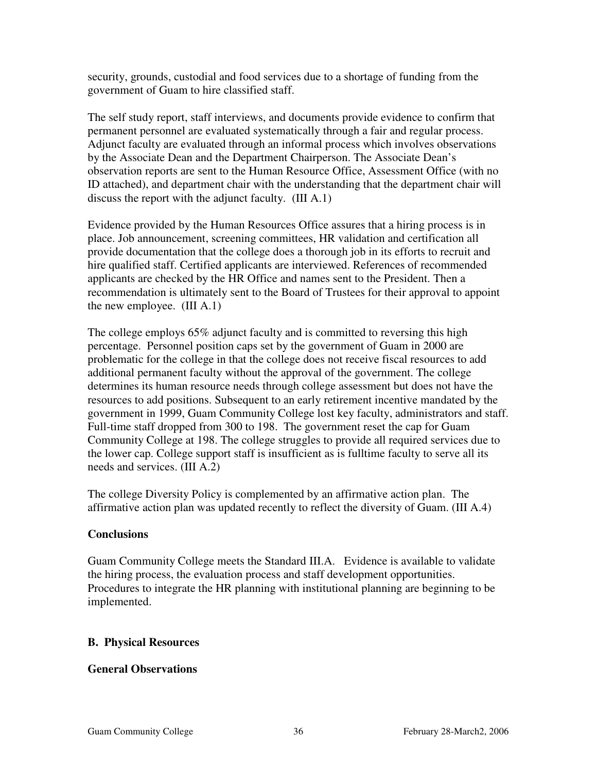security, grounds, custodial and food services due to a shortage of funding from the government of Guam to hire classified staff.

The self study report, staff interviews, and documents provide evidence to confirm that permanent personnel are evaluated systematically through a fair and regular process. Adjunct faculty are evaluated through an informal process which involves observations by the Associate Dean and the Department Chairperson. The Associate Dean's observation reports are sent to the Human Resource Office, Assessment Office (with no ID attached), and department chair with the understanding that the department chair will discuss the report with the adjunct faculty. (III A.1)

Evidence provided by the Human Resources Office assures that a hiring process is in place. Job announcement, screening committees, HR validation and certification all provide documentation that the college does a thorough job in its efforts to recruit and hire qualified staff. Certified applicants are interviewed. References of recommended applicants are checked by the HR Office and names sent to the President. Then a recommendation is ultimately sent to the Board of Trustees for their approval to appoint the new employee. (III A.1)

The college employs 65% adjunct faculty and is committed to reversing this high percentage. Personnel position caps set by the government of Guam in 2000 are problematic for the college in that the college does not receive fiscal resources to add additional permanent faculty without the approval of the government. The college determines its human resource needs through college assessment but does not have the resources to add positions. Subsequent to an early retirement incentive mandated by the government in 1999, Guam Community College lost key faculty, administrators and staff. Full-time staff dropped from 300 to 198. The government reset the cap for Guam Community College at 198. The college struggles to provide all required services due to the lower cap. College support staff is insufficient as is fulltime faculty to serve all its needs and services. (III A.2)

The college Diversity Policy is complemented by an affirmative action plan. The affirmative action plan was updated recently to reflect the diversity of Guam. (III A.4)

**Conclusions**

Guam Community College meets the Standard III.A. Evidence is available to validate the hiring process, the evaluation process and staff development opportunities. Procedures to integrate the HR planning with institutional planning are beginning to be implemented.

**B. Physical Resources**

**General Observations**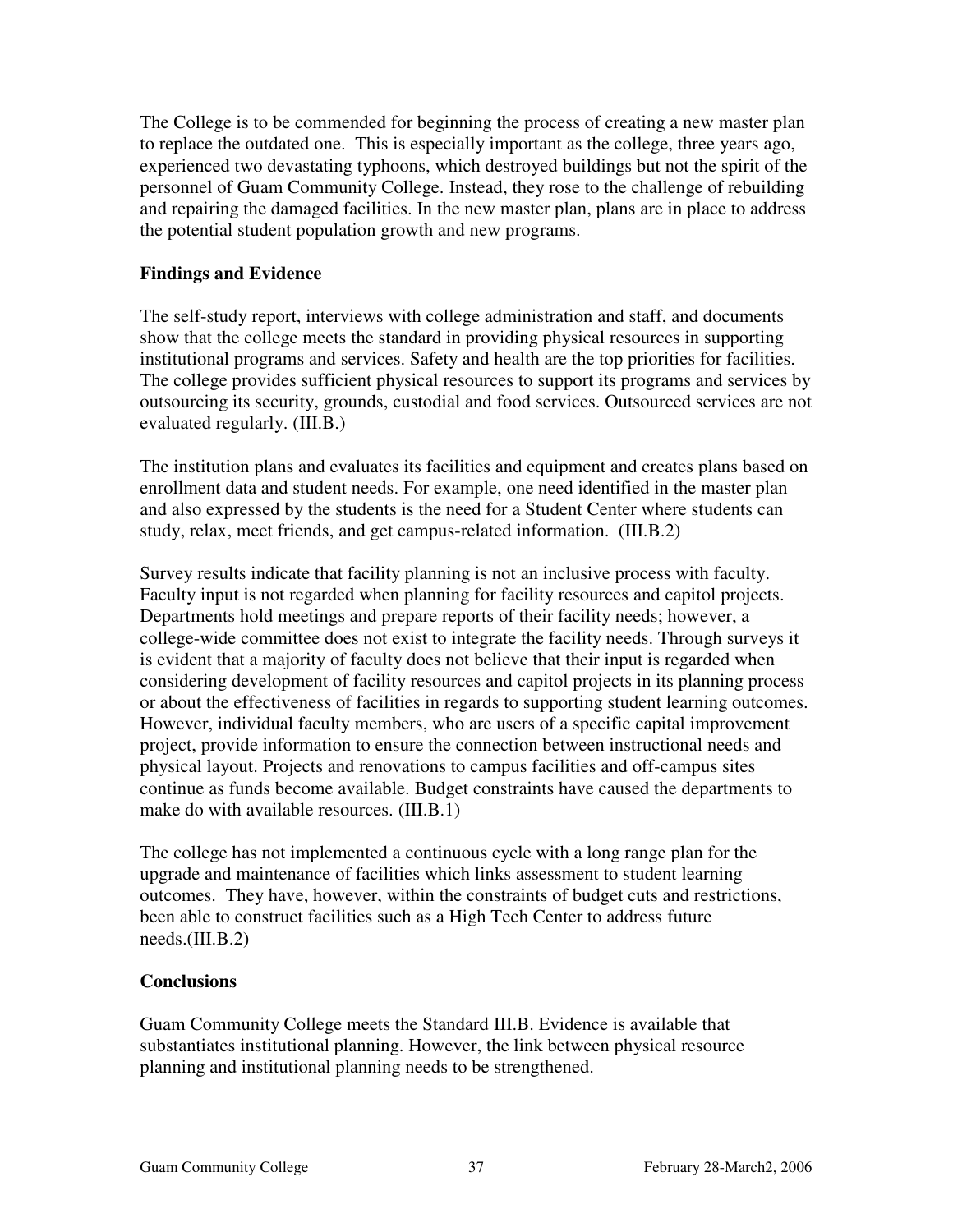The College is to be commended for beginning the process of creating a new master plan to replace the outdated one. This is especially important as the college, three years ago, experienced two devastating typhoons, which destroyed buildings but not the spirit of the personnel of Guam Community College. Instead, they rose to the challenge of rebuilding and repairing the damaged facilities. In the new master plan, plans are in place to address the potential student population growth and new programs.

**Findings and Evidence**

The self-study report, interviews with college administration and staff, and documents show that the college meets the standard in providing physical resources in supporting institutional programs and services. Safety and health are the top priorities for facilities. The college provides sufficient physical resources to support its programs and services by outsourcing its security, grounds, custodial and food services. Outsourced services are not evaluated regularly. (III.B.)

The institution plans and evaluates its facilities and equipment and creates plans based on enrollment data and student needs. For example, one need identified in the master plan and also expressed by the students is the need for a Student Center where students can study, relax, meet friends, and get campus-related information. (III.B.2)

Survey results indicate that facility planning is not an inclusive process with faculty. Faculty input is not regarded when planning for facility resources and capitol projects. Departments hold meetings and prepare reports of their facility needs; however, a college-wide committee does not exist to integrate the facility needs. Through surveys it is evident that a majority of faculty does not believe that their input is regarded when considering development of facility resources and capitol projects in its planning process or about the effectiveness of facilities in regards to supporting student learning outcomes. However, individual faculty members, who are users of a specific capital improvement project, provide information to ensure the connection between instructional needs and physical layout. Projects and renovations to campus facilities and off-campus sites continue as funds become available. Budget constraints have caused the departments to make do with available resources. (III.B.1)

The college has not implemented a continuous cycle with a long range plan for the upgrade and maintenance of facilities which links assessment to student learning outcomes. They have, however, within the constraints of budget cuts and restrictions, been able to construct facilities such as a High Tech Center to address future needs.(III.B.2)

**Conclusions**

Guam Community College meets the Standard III.B. Evidence is available that substantiates institutional planning. However, the link between physical resource planning and institutional planning needs to be strengthened.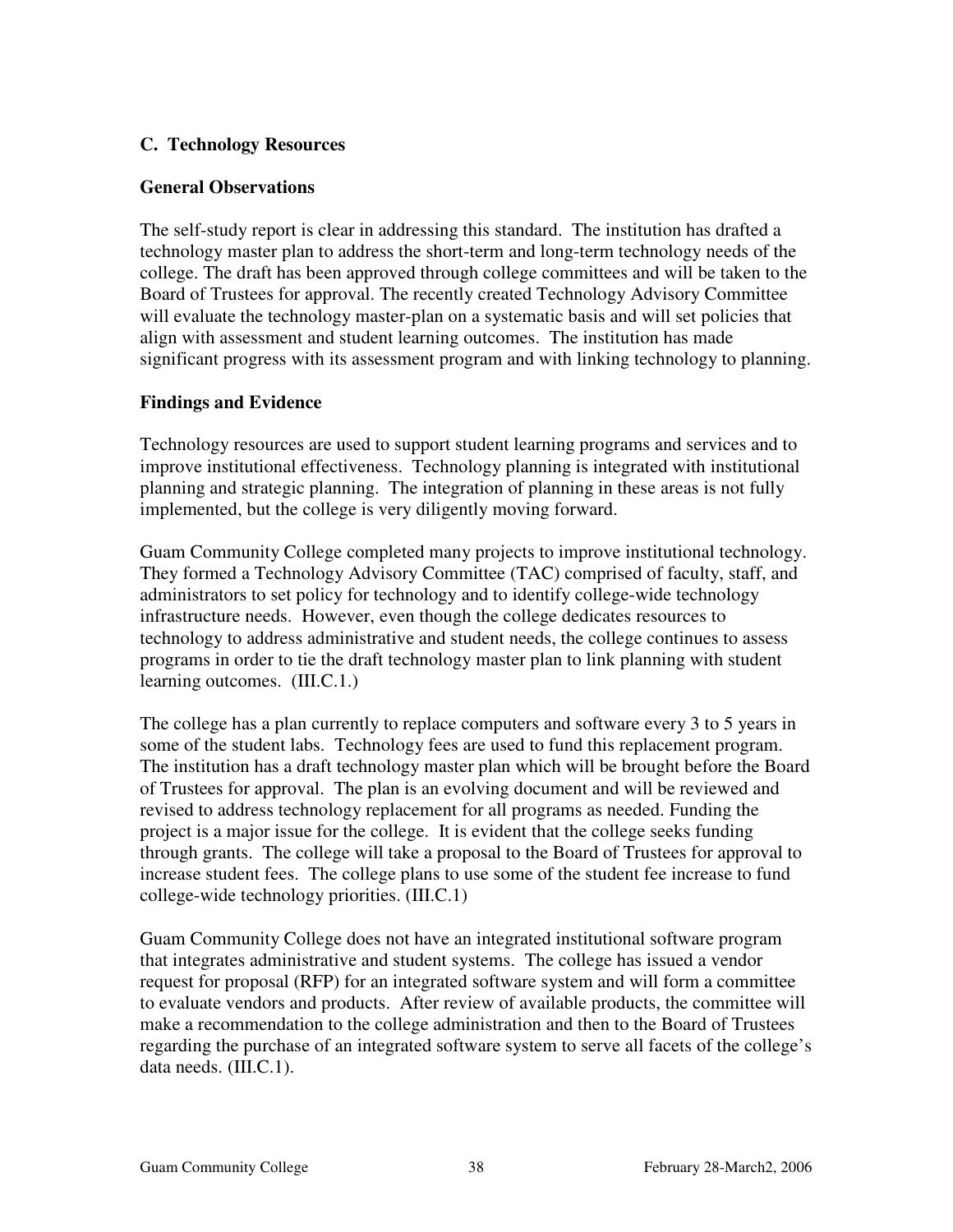## C. Technology Resources

### General Observations

The self-study report is clear in addressing this standard. The institution has drafted a technology master plan to address the short-term and long-term technology needs of the college. The draft has been approved through college committees and will be taken to the Board of Trustees for approval. The recently created Technology Advisory Committee will evaluate the technology master-plan on a systematic basis and will set policies that align with assessment and student learning outcomes. The institution has made significant progress with its assessment program and with linking technology to planning.

### Findings and Evidence

Technology resources are used to support student learning programs and services and to improve institutional effectiveness. Technology planning is integrated with institutional planning and strategic planning. The integration of planning in these areas is not fully implemented, but the college is very diligently moving forward.

Guam Community College completed many projects to improve institutional technology. They formed a Technology Advisory Committee (TAC) comprised of faculty, staff, and administrators to set policy for technology and to identify college-wide technology infrastructure needs. However, even though the college dedicates resources to technology to address administrative and student needs, the college continues to assess programs in order to tie the draft technology master plan to link planning with student learning outcomes. (III.C.1.)

The college has a plan currently to replace computers and software every 3 to 5 years in some of the student labs. Technology fees are used to fund this replacement program. The institution has a draft technology master plan which will be brought before the Board of Trustees for approval. The plan is an evolving document and will be reviewed and revised to address technology replacement for all programs as needed. Funding the project is a major issue for the college. It is evident that the college seeks funding through grants. The college will take a proposal to the Board of Trustees for approval to increase student fees. The college plans to use some of the student fee increase to fund college-wide technology priorities. (III.C.1)

Guam Community College does not have an integrated institutional software program that integrates administrative and student systems. The college has issued a vendor request for proposal (RFP) for an integrated software system and will form a committee to evaluate vendors and products. After review of available products, the committee will make a recommendation to the college administration and then to the Board of Trustees regarding the purchase of an integrated software system to serve all facets of the college's data needs. (III.C.1).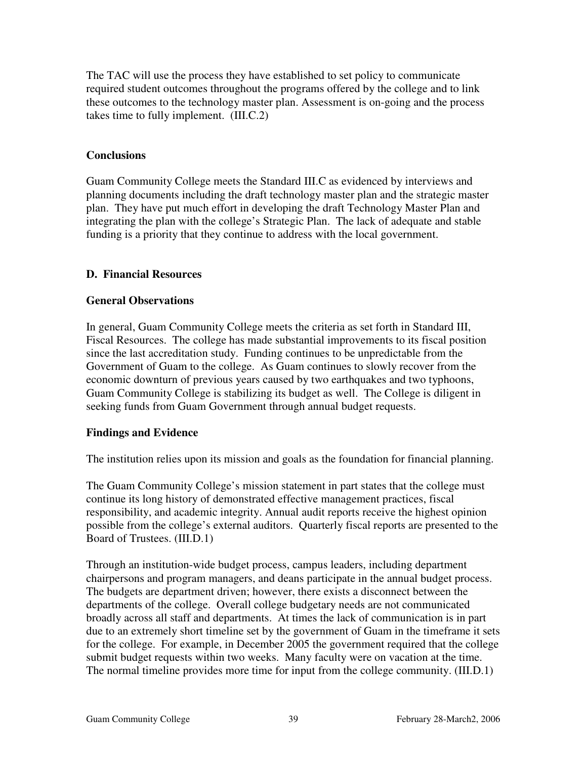The TAC will use the process they have established to set policy to communicate required student outcomes throughout the programs offered by the college and to link these outcomes to the technology master plan. Assessment is on-going and the process takes time to fully implement. (III.C.2)

**Conclusions**

Guam Community College meets the Standard III.C as evidenced by interviews and planning documents including the draft technology master plan and the strategic master plan. They have put much effort in developing the draft Technology Master Plan and integrating the plan with the college's Strategic Plan. The lack of adequate and stable funding is a priority that they continue to address with the local government.

## D. Financial Resources

**General Observations**

In general, Guam Community College meets the criteria as set forth in Standard III, Fiscal Resources. The college has made substantial improvements to its fiscal position since the last accreditation study. Funding continues to be unpredictable from the Government of Guam to the college. As Guam continues to slowly recover from the economic downturn of previous years caused by two earthquakes and two typhoons, Guam Community College is stabilizing its budget as well. The College is diligent in seeking funds from Guam Government through annual budget requests.

**Findings and Evidence**

The institution relies upon its mission and goals as the foundation for financial planning.

The Guam Community College's mission statement in part states that the college must continue its long history of demonstrated effective management practices, fiscal responsibility, and academic integrity. Annual audit reports receive the highest opinion possible from the college's external auditors. Quarterly fiscal reports are presented to the Board of Trustees. (III.D.1)

Through an institution-wide budget process, campus leaders, including department chairpersons and program managers, and deans participate in the annual budget process. The budgets are department driven; however, there exists a disconnect between the departments of the college. Overall college budgetary needs are not communicated broadly across all staff and departments. At times the lack of communication is in part due to an extremely short timeline set by the government of Guam in the timeframe it sets for the college. For example, in December 2005 the government required that the college submit budget requests within two weeks. Many faculty were on vacation at the time. The normal timeline provides more time for input from the college community. (III.D.1)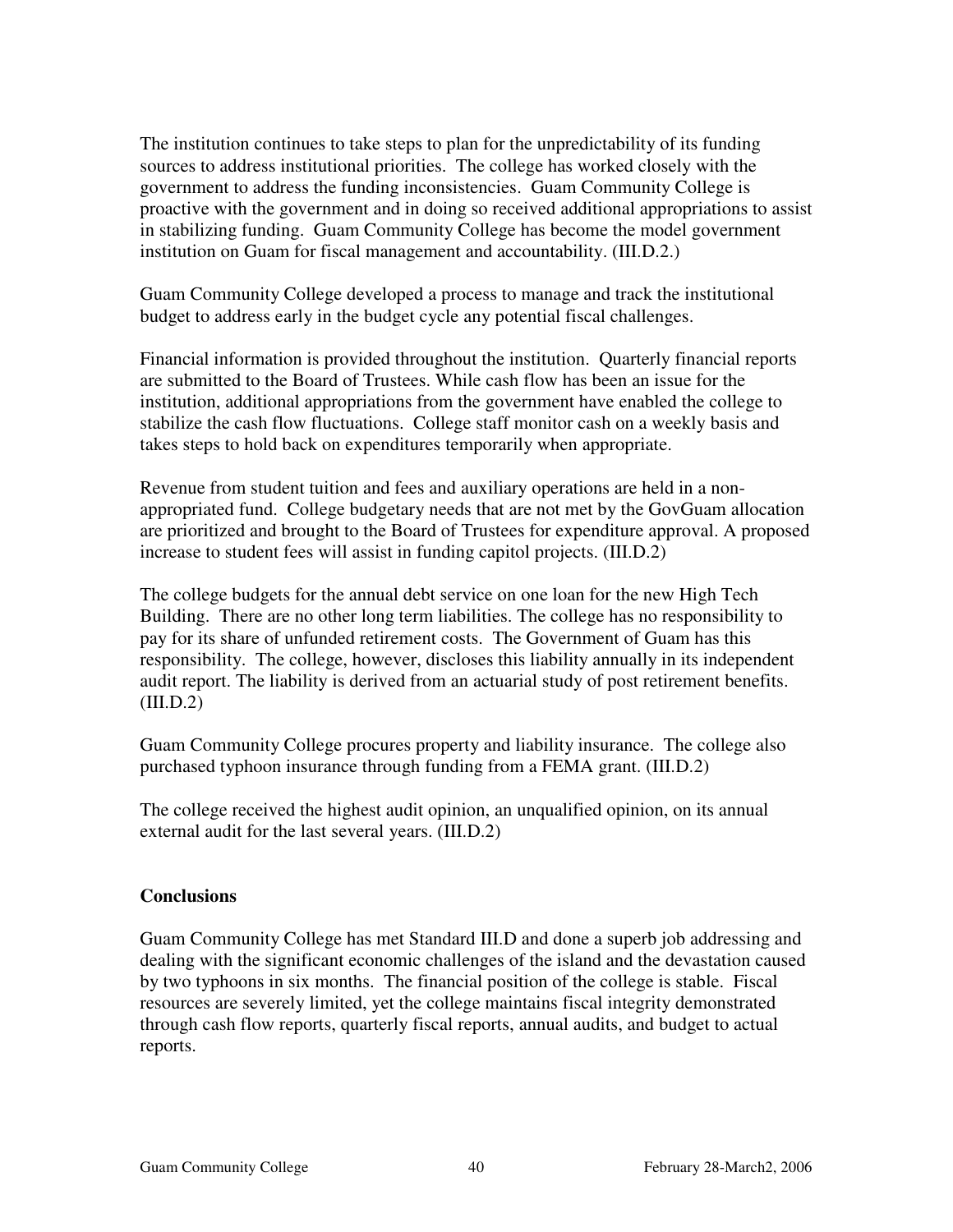The institution continues to take steps to plan for the unpredictability of its funding sources to address institutional priorities. The college has worked closely with the government to address the funding inconsistencies. Guam Community College is proactive with the government and in doing so received additional appropriations to assist in stabilizing funding. Guam Community College has become the model government institution on Guam for fiscal management and accountability. (III.D.2.)

Guam Community College developed a process to manage and track the institutional budget to address early in the budget cycle any potential fiscal challenges.

Financial information is provided throughout the institution. Quarterly financial reports are submitted to the Board of Trustees. While cash flow has been an issue for the institution, additional appropriations from the government have enabled the college to stabilize the cash flow fluctuations. College staff monitor cash on a weekly basis and takes steps to hold back on expenditures temporarily when appropriate.

Revenue from student tuition and fees and auxiliary operations are held in a non-appropriated fund. College budgetary needs that are not met by the GovGuam allocation are prioritized and brought to the Board of Trustees for expenditure approval. A proposed increase to student fees will assist in funding capitol projects. (III.D.2)

The college budgets for the annual debt service on one loan for the new High Tech Building. There are no other long term liabilities. The college has no responsibility to pay for its share of unfunded retirement costs. The Government of Guam has this responsibility. The college, however, discloses this liability annually in its independent audit report. The liability is derived from an actuarial study of post retirement benefits. (III.D.2)

Guam Community College procures property and liability insurance. The college also purchased typhoon insurance through funding from a FEMA grant. (III.D.2)

The college received the highest audit opinion, an unqualified opinion, on its annual external audit for the last several years. (III.D.2)

**Conclusions**

Guam Community College has met Standard III.D and done a superb job addressing and dealing with the significant economic challenges of the island and the devastation caused by two typhoons in six months. The financial position of the college is stable. Fiscal resources are severely limited, yet the college maintains fiscal integrity demonstrated through cash flow reports, quarterly fiscal reports, annual audits, and budget to actual reports.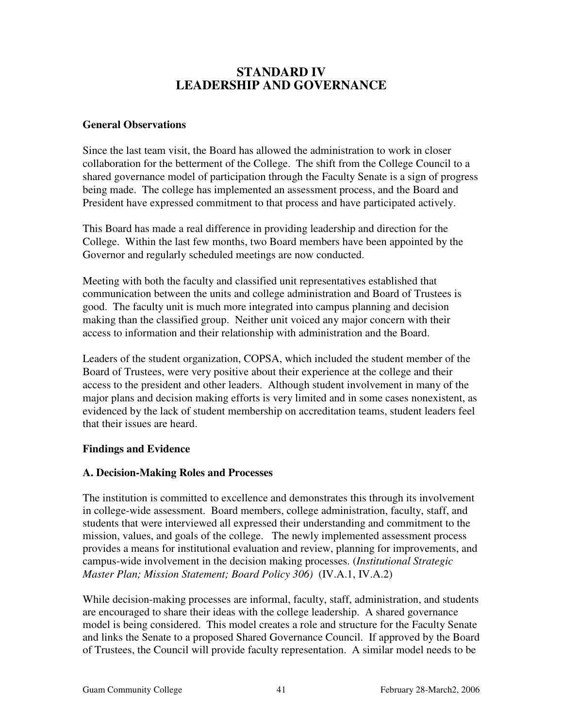# STANDARD IV
# LEADERSHIP AND GOVERNANCE

## General Observations

Since the last team visit, the Board has allowed the administration to work in closer collaboration for the betterment of the College. The shift from the College Council to a shared governance model of participation through the Faculty Senate is a sign of progress being made. The college has implemented an assessment process, and the Board and President have expressed commitment to that process and have participated actively.

This Board has made a real difference in providing leadership and direction for the College. Within the last few months, two Board members have been appointed by the Governor and regularly scheduled meetings are now conducted.

Meeting with both the faculty and classified unit representatives established that communication between the units and college administration and Board of Trustees is good. The faculty unit is much more integrated into campus planning and decision making than the classified group. Neither unit voiced any major concern with their access to information and their relationship with administration and the Board.

Leaders of the student organization, COPSA, which included the student member of the Board of Trustees, were very positive about their experience at the college and their access to the president and other leaders. Although student involvement in many of the major plans and decision making efforts is very limited and in some cases nonexistent, as evidenced by the lack of student membership on accreditation teams, student leaders feel that their issues are heard.

## Findings and Evidence

### A. Decision-Making Roles and Processes

The institution is committed to excellence and demonstrates this through its involvement in college-wide assessment. Board members, college administration, faculty, staff, and students that were interviewed all expressed their understanding and commitment to the mission, values, and goals of the college. The newly implemented assessment process provides a means for institutional evaluation and review, planning for improvements, and campus-wide involvement in the decision making processes. (*Institutional Strategic Master Plan; Mission Statement; Board Policy 306)* (IV.A.1, IV.A.2)

While decision-making processes are informal, faculty, staff, administration, and students are encouraged to share their ideas with the college leadership. A shared governance model is being considered. This model creates a role and structure for the Faculty Senate and links the Senate to a proposed Shared Governance Council. If approved by the Board of Trustees, the Council will provide faculty representation. A similar model needs to be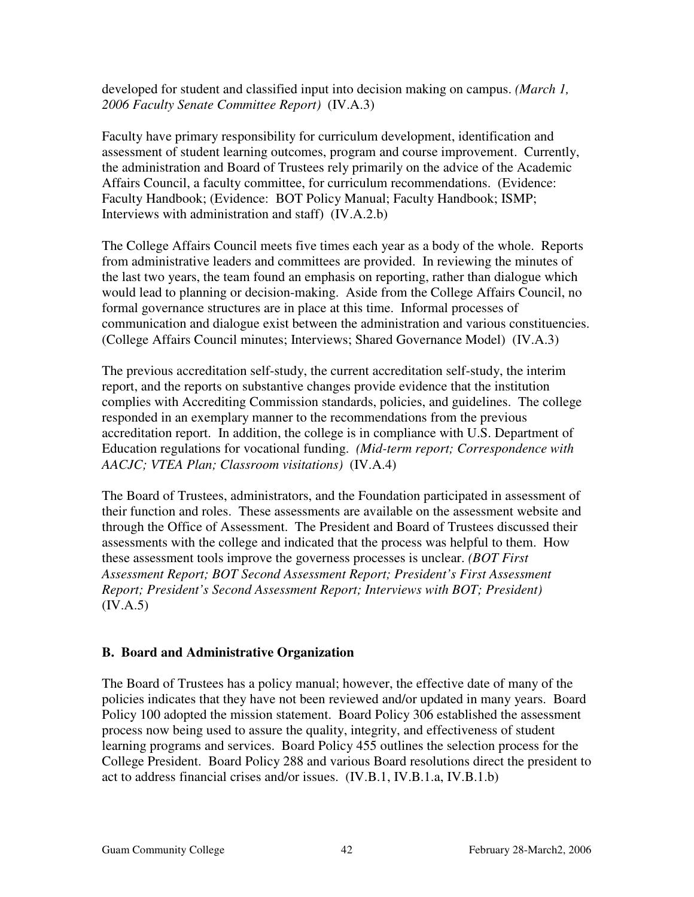developed for student and classified input into decision making on campus. *(March 1, 2006 Faculty Senate Committee Report)* (IV.A.3)

Faculty have primary responsibility for curriculum development, identification and assessment of student learning outcomes, program and course improvement. Currently, the administration and Board of Trustees rely primarily on the advice of the Academic Affairs Council, a faculty committee, for curriculum recommendations. (Evidence: Faculty Handbook; (Evidence: BOT Policy Manual; Faculty Handbook; ISMP; Interviews with administration and staff) (IV.A.2.b)

The College Affairs Council meets five times each year as a body of the whole. Reports from administrative leaders and committees are provided. In reviewing the minutes of the last two years, the team found an emphasis on reporting, rather than dialogue which would lead to planning or decision-making. Aside from the College Affairs Council, no formal governance structures are in place at this time. Informal processes of communication and dialogue exist between the administration and various constituencies. (College Affairs Council minutes; Interviews; Shared Governance Model) (IV.A.3)

The previous accreditation self-study, the current accreditation self-study, the interim report, and the reports on substantive changes provide evidence that the institution complies with Accrediting Commission standards, policies, and guidelines. The college responded in an exemplary manner to the recommendations from the previous accreditation report. In addition, the college is in compliance with U.S. Department of Education regulations for vocational funding. *(Mid-term report; Correspondence with AACJC; VTEA Plan; Classroom visitations)* (IV.A.4)

The Board of Trustees, administrators, and the Foundation participated in assessment of their function and roles. These assessments are available on the assessment website and through the Office of Assessment. The President and Board of Trustees discussed their assessments with the college and indicated that the process was helpful to them. How these assessment tools improve the governess processes is unclear. *(BOT First Assessment Report; BOT Second Assessment Report; President's First Assessment Report; President's Second Assessment Report; Interviews with BOT; President)* (IV.A.5)

## B. Board and Administrative Organization

The Board of Trustees has a policy manual; however, the effective date of many of the policies indicates that they have not been reviewed and/or updated in many years. Board Policy 100 adopted the mission statement. Board Policy 306 established the assessment process now being used to assure the quality, integrity, and effectiveness of student learning programs and services. Board Policy 455 outlines the selection process for the College President. Board Policy 288 and various Board resolutions direct the president to act to address financial crises and/or issues. (IV.B.1, IV.B.1.a, IV.B.1.b)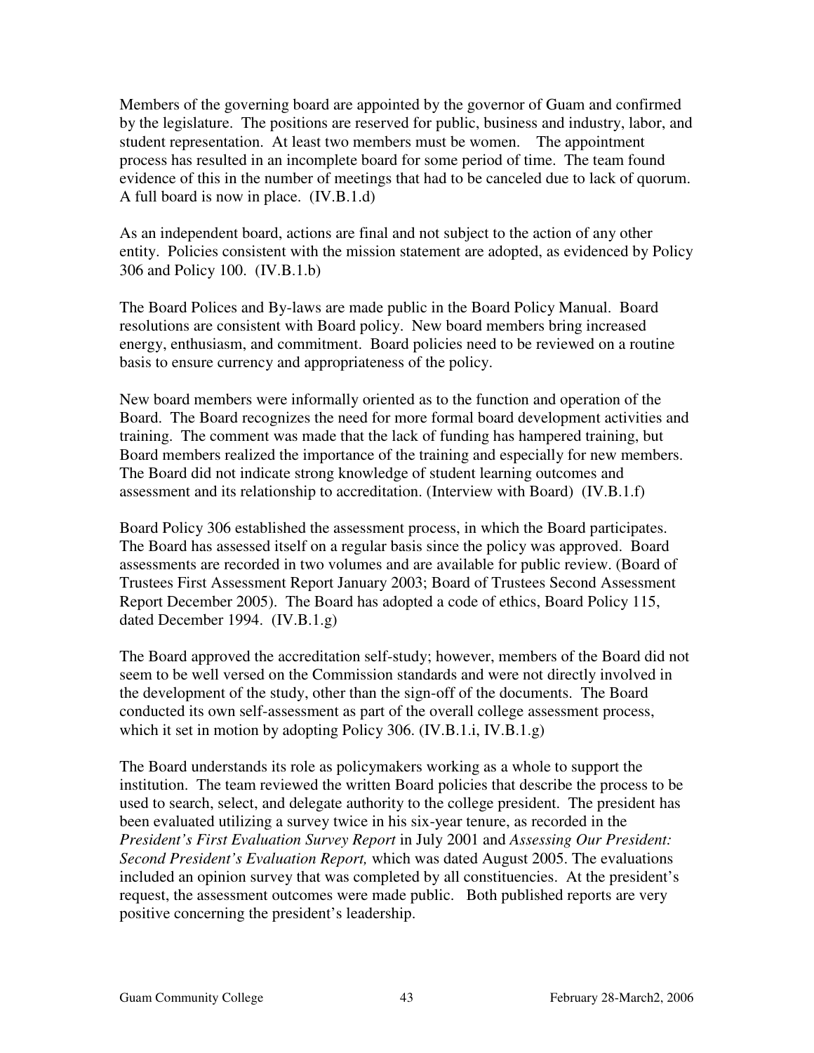Members of the governing board are appointed by the governor of Guam and confirmed by the legislature. The positions are reserved for public, business and industry, labor, and student representation. At least two members must be women. The appointment process has resulted in an incomplete board for some period of time. The team found evidence of this in the number of meetings that had to be canceled due to lack of quorum. A full board is now in place. (IV.B.1.d)

As an independent board, actions are final and not subject to the action of any other entity. Policies consistent with the mission statement are adopted, as evidenced by Policy 306 and Policy 100. (IV.B.1.b)

The Board Polices and By-laws are made public in the Board Policy Manual. Board resolutions are consistent with Board policy. New board members bring increased energy, enthusiasm, and commitment. Board policies need to be reviewed on a routine basis to ensure currency and appropriateness of the policy.

New board members were informally oriented as to the function and operation of the Board. The Board recognizes the need for more formal board development activities and training. The comment was made that the lack of funding has hampered training, but Board members realized the importance of the training and especially for new members. The Board did not indicate strong knowledge of student learning outcomes and assessment and its relationship to accreditation. (Interview with Board) (IV.B.1.f)

Board Policy 306 established the assessment process, in which the Board participates. The Board has assessed itself on a regular basis since the policy was approved. Board assessments are recorded in two volumes and are available for public review. (Board of Trustees First Assessment Report January 2003; Board of Trustees Second Assessment Report December 2005). The Board has adopted a code of ethics, Board Policy 115, dated December 1994. (IV.B.1.g)

The Board approved the accreditation self-study; however, members of the Board did not seem to be well versed on the Commission standards and were not directly involved in the development of the study, other than the sign-off of the documents. The Board conducted its own self-assessment as part of the overall college assessment process, which it set in motion by adopting Policy 306. (IV.B.1.i, IV.B.1.g)

The Board understands its role as policymakers working as a whole to support the institution. The team reviewed the written Board policies that describe the process to be used to search, select, and delegate authority to the college president. The president has been evaluated utilizing a survey twice in his six-year tenure, as recorded in the *President's First Evaluation Survey Report* in July 2001 and *Assessing Our President: Second President's Evaluation Report,* which was dated August 2005. The evaluations included an opinion survey that was completed by all constituencies. At the president's request, the assessment outcomes were made public. Both published reports are very positive concerning the president's leadership.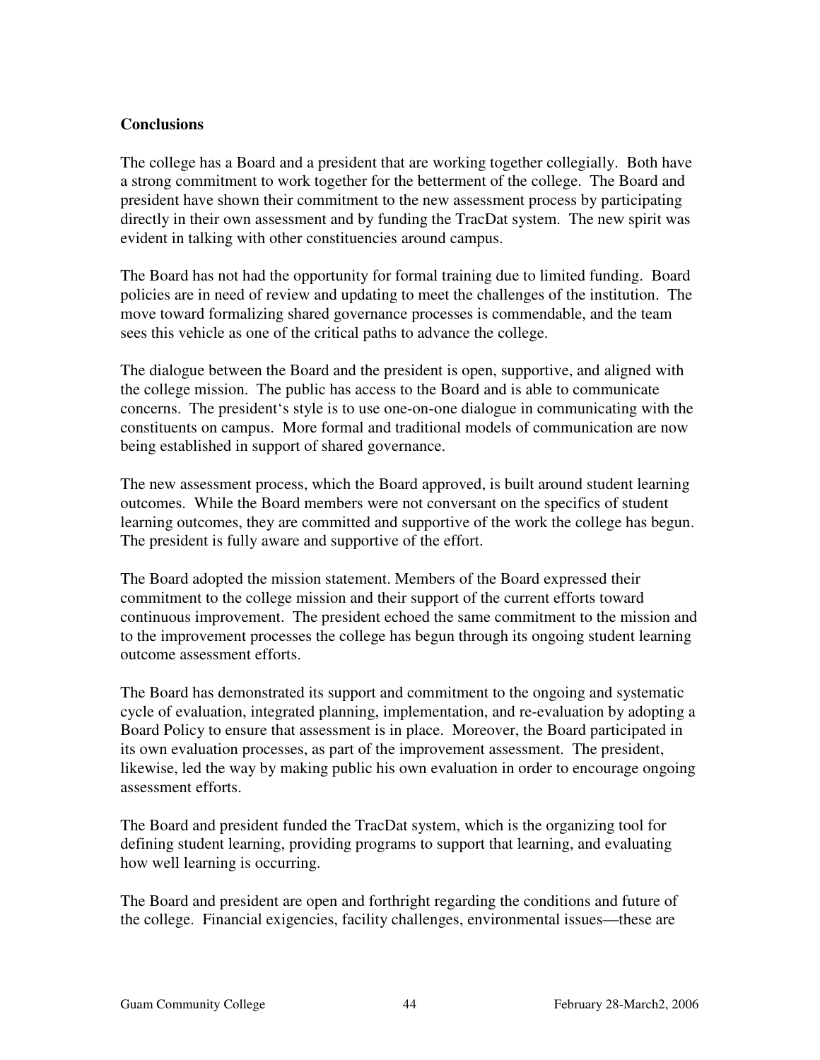**Conclusions**

The college has a Board and a president that are working together collegially. Both have a strong commitment to work together for the betterment of the college. The Board and president have shown their commitment to the new assessment process by participating directly in their own assessment and by funding the TracDat system. The new spirit was evident in talking with other constituencies around campus.

The Board has not had the opportunity for formal training due to limited funding. Board policies are in need of review and updating to meet the challenges of the institution. The move toward formalizing shared governance processes is commendable, and the team sees this vehicle as one of the critical paths to advance the college.

The dialogue between the Board and the president is open, supportive, and aligned with the college mission. The public has access to the Board and is able to communicate concerns. The president's style is to use one-on-one dialogue in communicating with the constituents on campus. More formal and traditional models of communication are now being established in support of shared governance.

The new assessment process, which the Board approved, is built around student learning outcomes. While the Board members were not conversant on the specifics of student learning outcomes, they are committed and supportive of the work the college has begun. The president is fully aware and supportive of the effort.

The Board adopted the mission statement. Members of the Board expressed their commitment to the college mission and their support of the current efforts toward continuous improvement. The president echoed the same commitment to the mission and to the improvement processes the college has begun through its ongoing student learning outcome assessment efforts.

The Board has demonstrated its support and commitment to the ongoing and systematic cycle of evaluation, integrated planning, implementation, and re-evaluation by adopting a Board Policy to ensure that assessment is in place. Moreover, the Board participated in its own evaluation processes, as part of the improvement assessment. The president, likewise, led the way by making public his own evaluation in order to encourage ongoing assessment efforts.

The Board and president funded the TracDat system, which is the organizing tool for defining student learning, providing programs to support that learning, and evaluating how well learning is occurring.

The Board and president are open and forthright regarding the conditions and future of the college. Financial exigencies, facility challenges, environmental issues—these are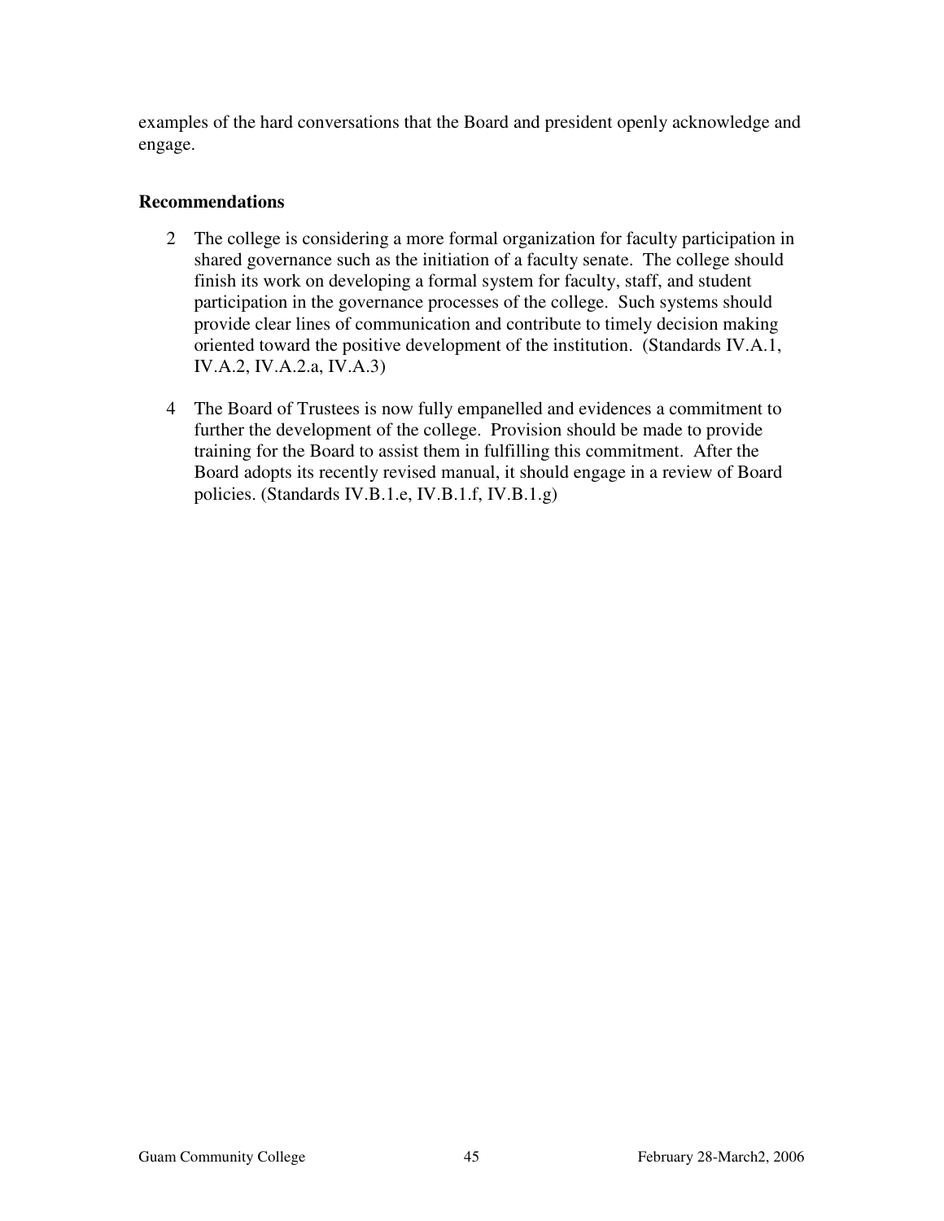examples of the hard conversations that the Board and president openly acknowledge and engage.

**Recommendations**

2 The college is considering a more formal organization for faculty participation in shared governance such as the initiation of a faculty senate. The college should finish its work on developing a formal system for faculty, staff, and student participation in the governance processes of the college. Such systems should provide clear lines of communication and contribute to timely decision making oriented toward the positive development of the institution. (Standards IV.A.1, IV.A.2, IV.A.2.a, IV.A.3)

4 The Board of Trustees is now fully empanelled and evidences a commitment to further the development of the college. Provision should be made to provide training for the Board to assist them in fulfilling this commitment. After the Board adopts its recently revised manual, it should engage in a review of Board policies. (Standards IV.B.1.e, IV.B.1.f, IV.B.1.g)